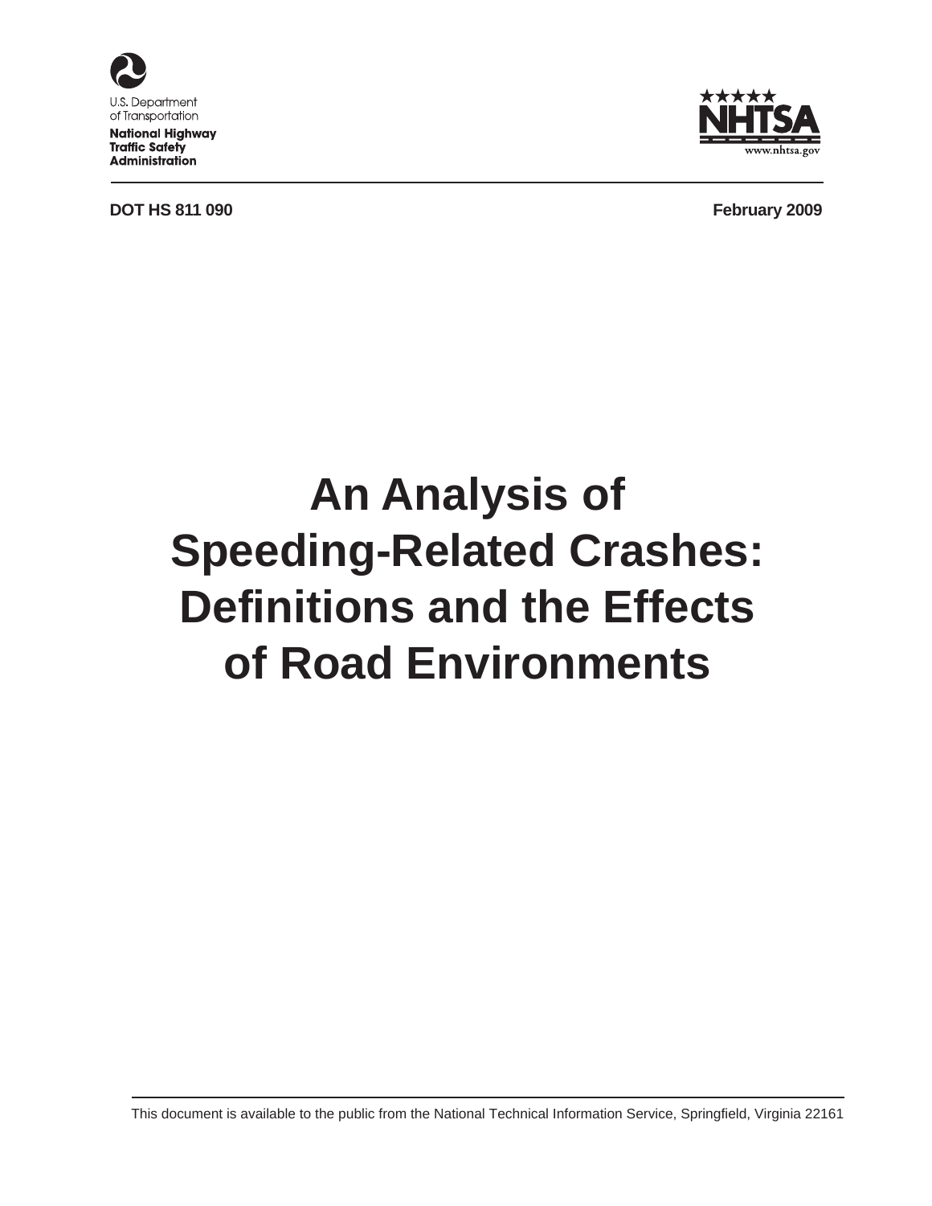U.S. Department of Transportation

**National Highway Traffic Safety Administration**

NHTSA

www.nhtsa.gov

**DOT HS 811 090** **February 2009**

# An Analysis of Speeding-Related Crashes: Definitions and the Effects of Road Environments

This document is available to the public from the National Technical Information Service, Springfield, Virginia 22161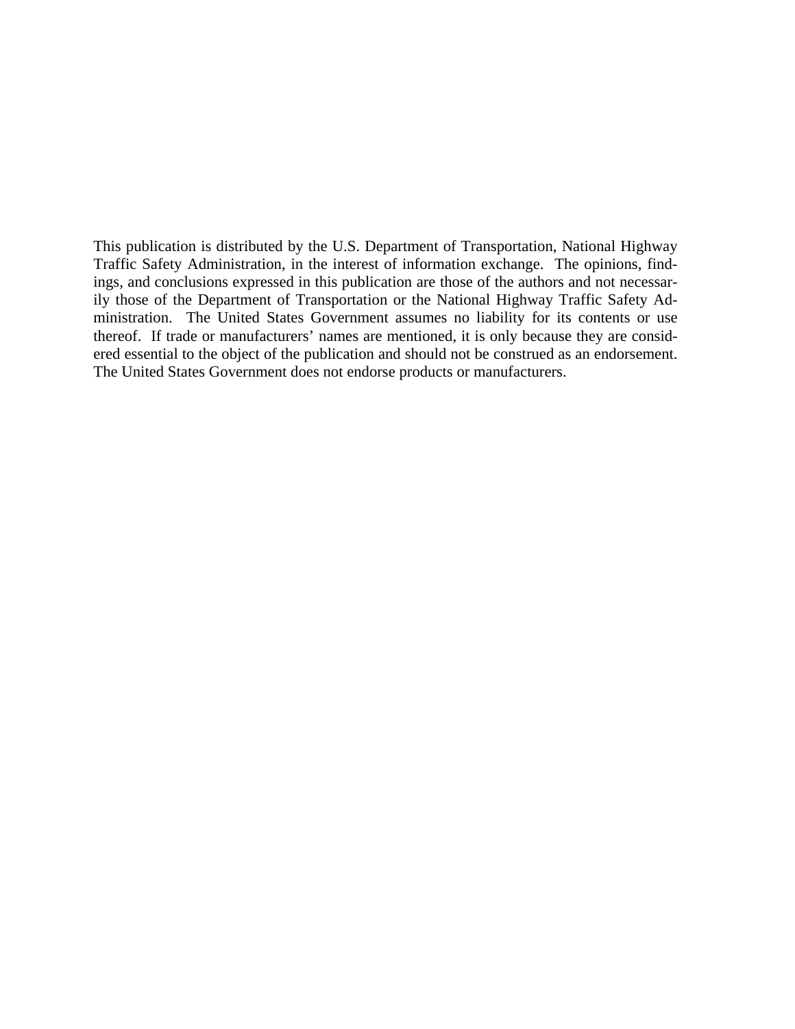This publication is distributed by the U.S. Department of Transportation, National Highway Traffic Safety Administration, in the interest of information exchange. The opinions, findings, and conclusions expressed in this publication are those of the authors and not necessarily those of the Department of Transportation or the National Highway Traffic Safety Administration. The United States Government assumes no liability for its contents or use thereof. If trade or manufacturers' names are mentioned, it is only because they are considered essential to the object of the publication and should not be construed as an endorsement. The United States Government does not endorse products or manufacturers.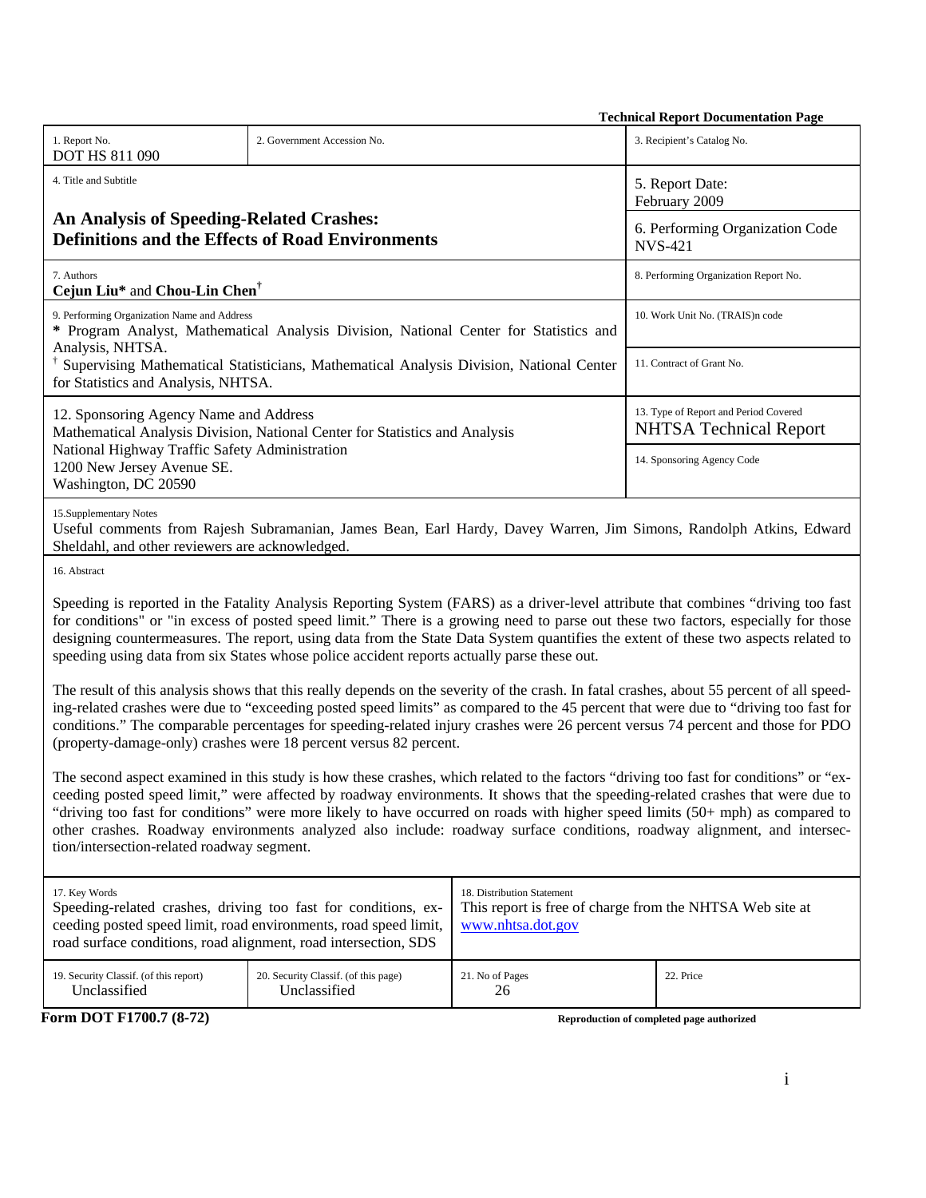**Technical Report Documentation Page**

| 1. Report No. DOT HS 811 090 | 2. Government Accession No. | 3. Recipient's Catalog No. |
|---|---|---|
| 4. Title and Subtitle **An Analysis of Speeding-Related Crashes: Definitions and the Effects of Road Environments** | | 5. Report Date: February 2009 |
| | | 6. Performing Organization Code NVS-421 |
| 7. Authors **Cejun Liu*** and **Chou-Lin Chen**† | | 8. Performing Organization Report No. |
| 9. Performing Organization Name and Address * Program Analyst, Mathematical Analysis Division, National Center for Statistics and Analysis, NHTSA. † Supervising Mathematical Statisticians, Mathematical Analysis Division, National Center for Statistics and Analysis, NHTSA. | | 10. Work Unit No. (TRAIS)n code |
| | | 11. Contract of Grant No. |
| 12. Sponsoring Agency Name and Address Mathematical Analysis Division, National Center for Statistics and Analysis National Highway Traffic Safety Administration 1200 New Jersey Avenue SE. Washington, DC 20590 | | 13. Type of Report and Period Covered NHTSA Technical Report |
| | | 14. Sponsoring Agency Code |

15.Supplementary Notes
Useful comments from Rajesh Subramanian, James Bean, Earl Hardy, Davey Warren, Jim Simons, Randolph Atkins, Edward Sheldahl, and other reviewers are acknowledged.

16. Abstract

Speeding is reported in the Fatality Analysis Reporting System (FARS) as a driver-level attribute that combines "driving too fast for conditions" or "in excess of posted speed limit." There is a growing need to parse out these two factors, especially for those designing countermeasures. The report, using data from the State Data System quantifies the extent of these two aspects related to speeding using data from six States whose police accident reports actually parse these out.

The result of this analysis shows that this really depends on the severity of the crash. In fatal crashes, about 55 percent of all speeding-related crashes were due to "exceeding posted speed limits" as compared to the 45 percent that were due to "driving too fast for conditions." The comparable percentages for speeding-related injury crashes were 26 percent versus 74 percent and those for PDO (property-damage-only) crashes were 18 percent versus 82 percent.

The second aspect examined in this study is how these crashes, which related to the factors "driving too fast for conditions" or "exceeding posted speed limit," were affected by roadway environments. It shows that the speeding-related crashes that were due to "driving too fast for conditions" were more likely to have occurred on roads with higher speed limits (50+ mph) as compared to other crashes. Roadway environments analyzed also include: roadway surface conditions, roadway alignment, and intersection/intersection-related roadway segment.

| 17. Key Words Speeding-related crashes, driving too fast for conditions, exceeding posted speed limit, road environments, road speed limit, road surface conditions, road alignment, road intersection, SDS | | 18. Distribution Statement This report is free of charge from the NHTSA Web site at www.nhtsa.dot.gov | |
|---|---|---|---|
| 19. Security Classif. (of this report) Unclassified | 20. Security Classif. (of this page) Unclassified | 21. No of Pages 26 | 22. Price |

**Form DOT F1700.7 (8-72)** — **Reproduction of completed page authorized**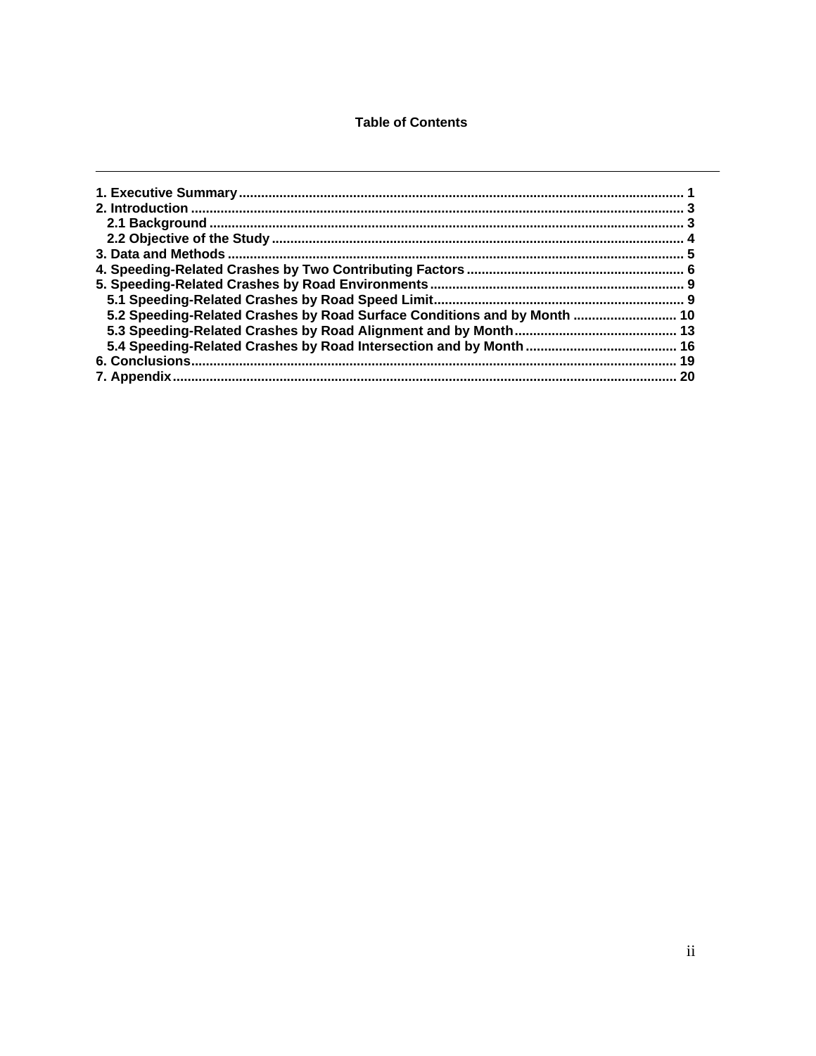## Table of Contents

1. Executive Summary ........ 1
2. Introduction ........ 3
   2.1 Background ........ 3
   2.2 Objective of the Study ........ 4
3. Data and Methods ........ 5
4. Speeding-Related Crashes by Two Contributing Factors ........ 6
5. Speeding-Related Crashes by Road Environments ........ 9
   5.1 Speeding-Related Crashes by Road Speed Limit ........ 9
   5.2 Speeding-Related Crashes by Road Surface Conditions and by Month ........ 10
   5.3 Speeding-Related Crashes by Road Alignment and by Month ........ 13
   5.4 Speeding-Related Crashes by Road Intersection and by Month ........ 16
6. Conclusions ........ 19
7. Appendix ........ 20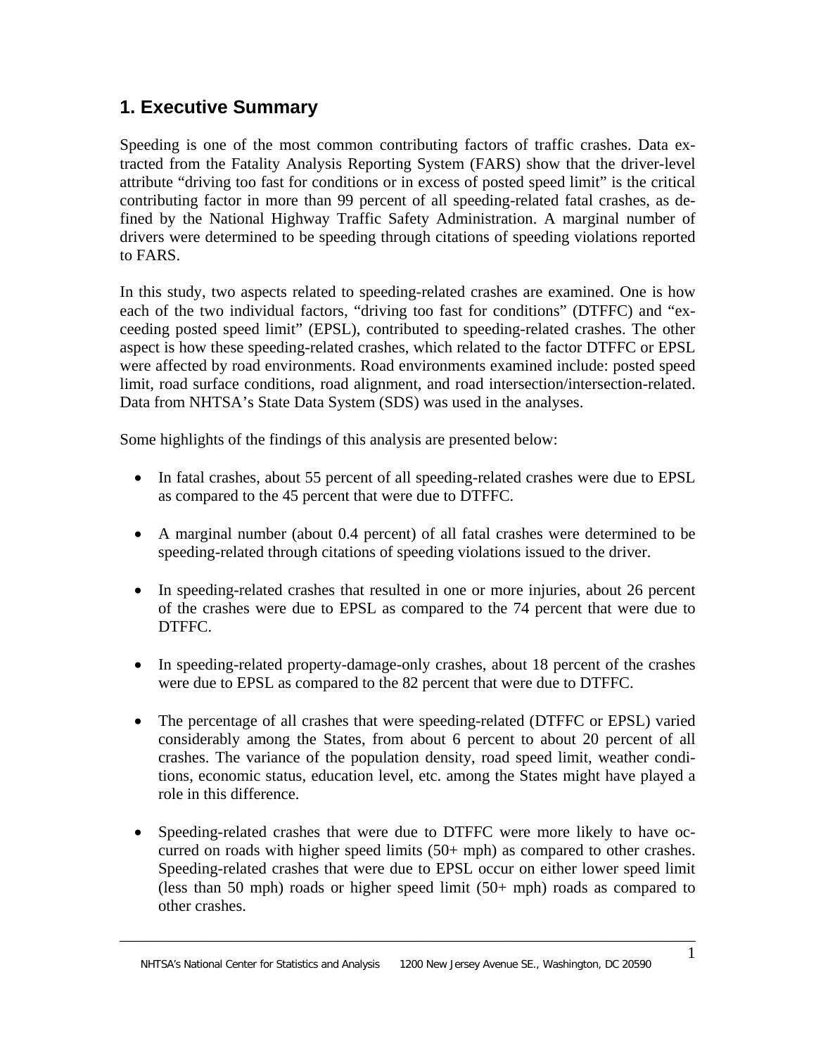## 1. Executive Summary

Speeding is one of the most common contributing factors of traffic crashes. Data extracted from the Fatality Analysis Reporting System (FARS) show that the driver-level attribute "driving too fast for conditions or in excess of posted speed limit" is the critical contributing factor in more than 99 percent of all speeding-related fatal crashes, as defined by the National Highway Traffic Safety Administration. A marginal number of drivers were determined to be speeding through citations of speeding violations reported to FARS.

In this study, two aspects related to speeding-related crashes are examined. One is how each of the two individual factors, "driving too fast for conditions" (DTFFC) and "exceeding posted speed limit" (EPSL), contributed to speeding-related crashes. The other aspect is how these speeding-related crashes, which related to the factor DTFFC or EPSL were affected by road environments. Road environments examined include: posted speed limit, road surface conditions, road alignment, and road intersection/intersection-related. Data from NHTSA's State Data System (SDS) was used in the analyses.

Some highlights of the findings of this analysis are presented below:

- In fatal crashes, about 55 percent of all speeding-related crashes were due to EPSL as compared to the 45 percent that were due to DTFFC.
- A marginal number (about 0.4 percent) of all fatal crashes were determined to be speeding-related through citations of speeding violations issued to the driver.
- In speeding-related crashes that resulted in one or more injuries, about 26 percent of the crashes were due to EPSL as compared to the 74 percent that were due to DTFFC.
- In speeding-related property-damage-only crashes, about 18 percent of the crashes were due to EPSL as compared to the 82 percent that were due to DTFFC.
- The percentage of all crashes that were speeding-related (DTFFC or EPSL) varied considerably among the States, from about 6 percent to about 20 percent of all crashes. The variance of the population density, road speed limit, weather conditions, economic status, education level, etc. among the States might have played a role in this difference.
- Speeding-related crashes that were due to DTFFC were more likely to have occurred on roads with higher speed limits (50+ mph) as compared to other crashes. Speeding-related crashes that were due to EPSL occur on either lower speed limit (less than 50 mph) roads or higher speed limit (50+ mph) roads as compared to other crashes.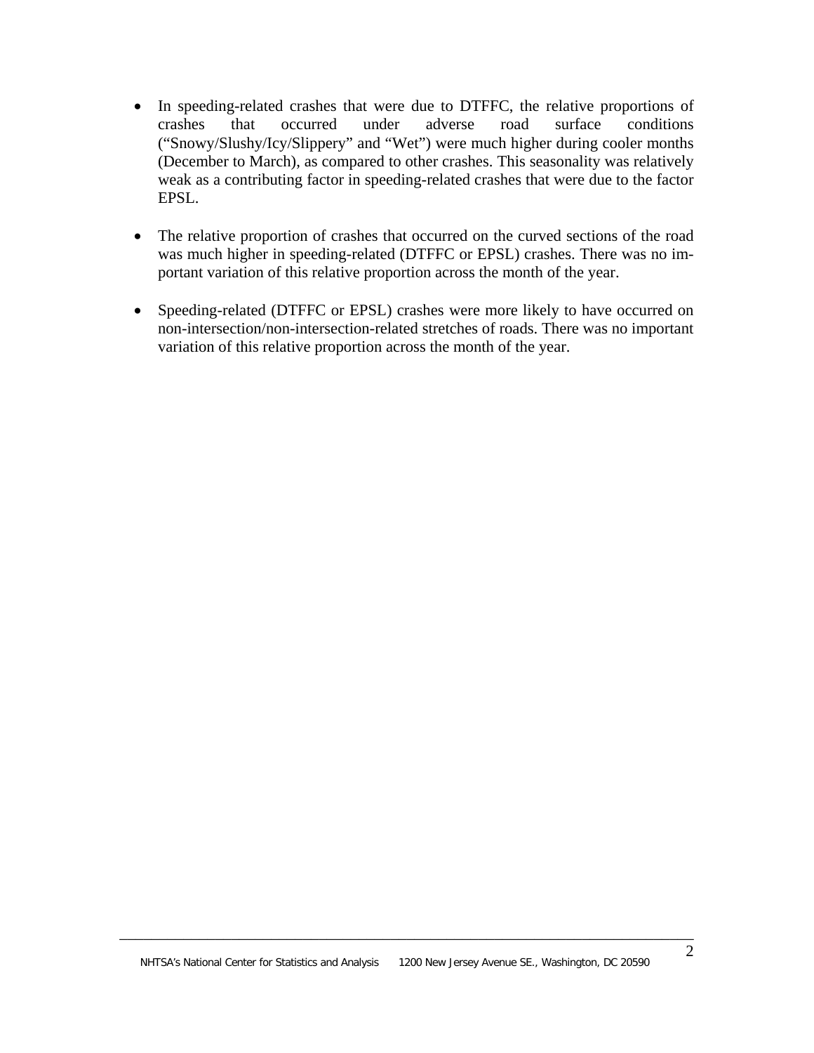- In speeding-related crashes that were due to DTFFC, the relative proportions of crashes that occurred under adverse road surface conditions ("Snowy/Slushy/Icy/Slippery" and "Wet") were much higher during cooler months (December to March), as compared to other crashes. This seasonality was relatively weak as a contributing factor in speeding-related crashes that were due to the factor EPSL.

- The relative proportion of crashes that occurred on the curved sections of the road was much higher in speeding-related (DTFFC or EPSL) crashes. There was no important variation of this relative proportion across the month of the year.

- Speeding-related (DTFFC or EPSL) crashes were more likely to have occurred on non-intersection/non-intersection-related stretches of roads. There was no important variation of this relative proportion across the month of the year.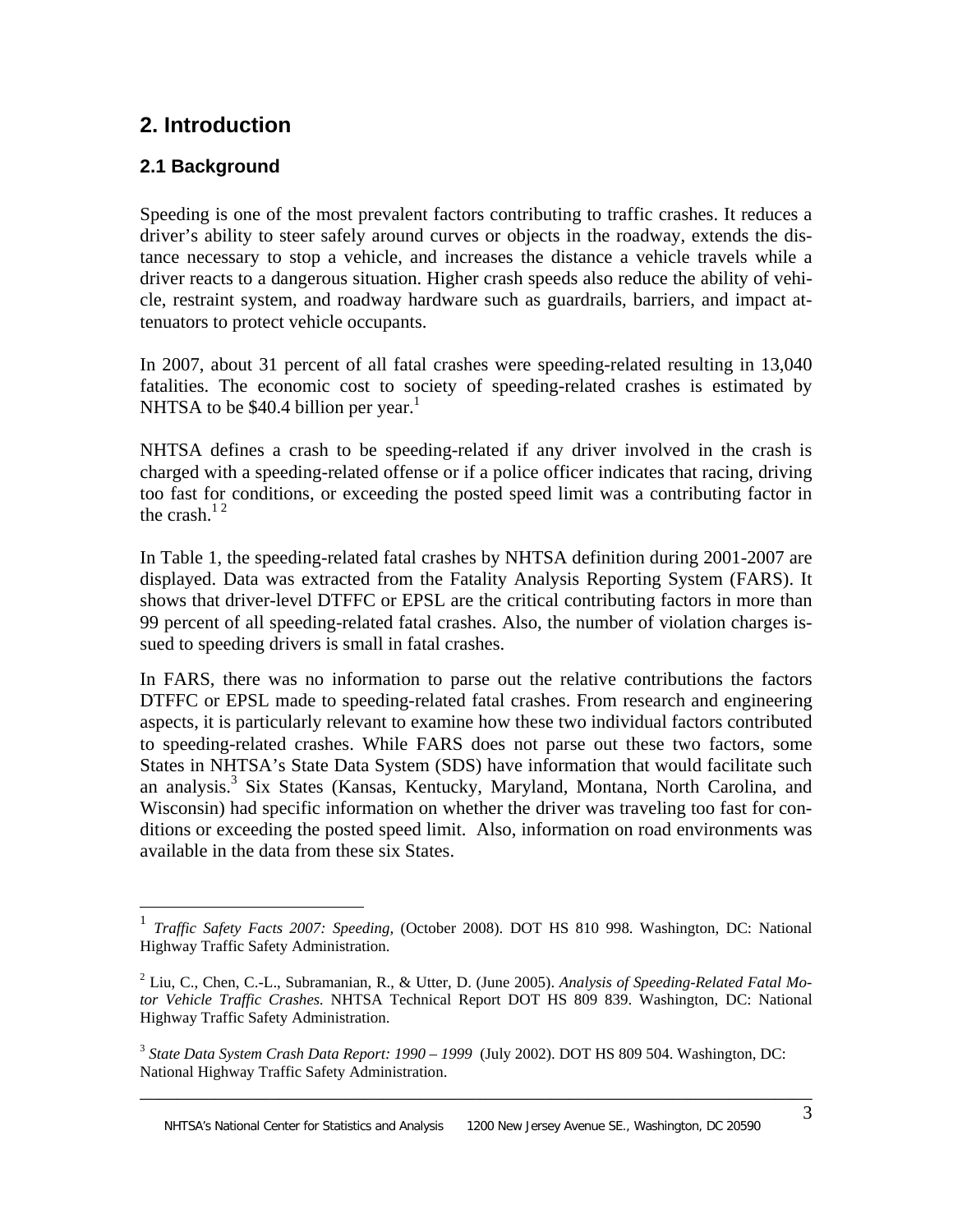# 2. Introduction

## 2.1 Background

Speeding is one of the most prevalent factors contributing to traffic crashes. It reduces a driver's ability to steer safely around curves or objects in the roadway, extends the distance necessary to stop a vehicle, and increases the distance a vehicle travels while a driver reacts to a dangerous situation. Higher crash speeds also reduce the ability of vehicle, restraint system, and roadway hardware such as guardrails, barriers, and impact attenuators to protect vehicle occupants.

In 2007, about 31 percent of all fatal crashes were speeding-related resulting in 13,040 fatalities. The economic cost to society of speeding-related crashes is estimated by NHTSA to be $40.4 billion per year.[1]

NHTSA defines a crash to be speeding-related if any driver involved in the crash is charged with a speeding-related offense or if a police officer indicates that racing, driving too fast for conditions, or exceeding the posted speed limit was a contributing factor in the crash.[1 2]

In Table 1, the speeding-related fatal crashes by NHTSA definition during 2001-2007 are displayed. Data was extracted from the Fatality Analysis Reporting System (FARS). It shows that driver-level DTFFC or EPSL are the critical contributing factors in more than 99 percent of all speeding-related fatal crashes. Also, the number of violation charges issued to speeding drivers is small in fatal crashes.

In FARS, there was no information to parse out the relative contributions the factors DTFFC or EPSL made to speeding-related fatal crashes. From research and engineering aspects, it is particularly relevant to examine how these two individual factors contributed to speeding-related crashes. While FARS does not parse out these two factors, some States in NHTSA's State Data System (SDS) have information that would facilitate such an analysis.[3] Six States (Kansas, Kentucky, Maryland, Montana, North Carolina, and Wisconsin) had specific information on whether the driver was traveling too fast for conditions or exceeding the posted speed limit. Also, information on road environments was available in the data from these six States.

---

[1] *Traffic Safety Facts 2007: Speeding*, (October 2008). DOT HS 810 998. Washington, DC: National Highway Traffic Safety Administration.

[2] Liu, C., Chen, C.-L., Subramanian, R., & Utter, D. (June 2005). *Analysis of Speeding-Related Fatal Motor Vehicle Traffic Crashes.* NHTSA Technical Report DOT HS 809 839. Washington, DC: National Highway Traffic Safety Administration.

[3] *State Data System Crash Data Report: 1990 – 1999* (July 2002). DOT HS 809 504. Washington, DC: National Highway Traffic Safety Administration.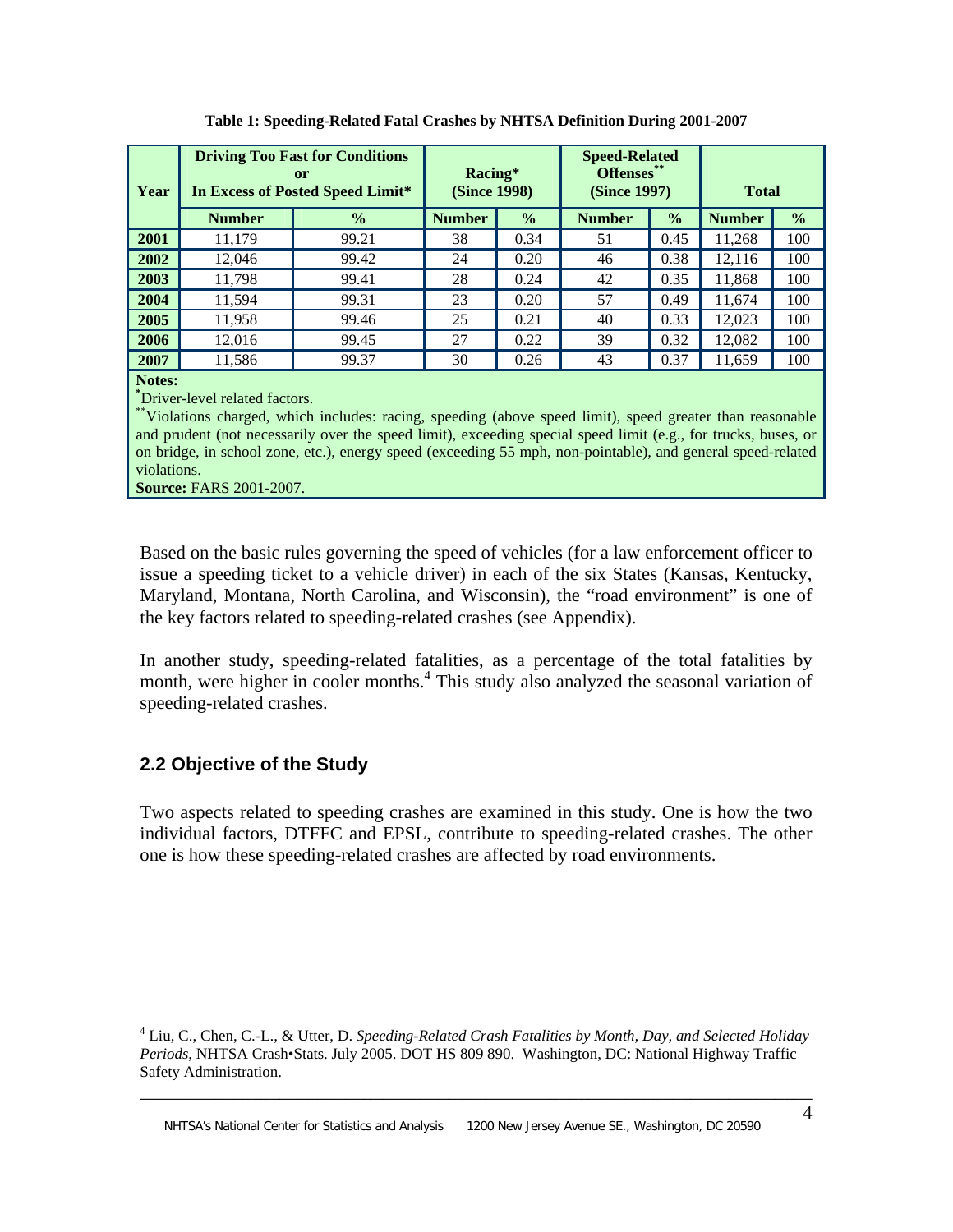**Table 1: Speeding-Related Fatal Crashes by NHTSA Definition During 2001-2007**

| Year | Driving Too Fast for Conditions or In Excess of Posted Speed Limit* | | Racing* (Since 1998) | | Speed-Related Offenses** (Since 1997) | | Total | |
|---|---|---|---|---|---|---|---|---|
| | Number | % | Number | % | Number | % | Number | % |
| **2001** | 11,179 | 99.21 | 38 | 0.34 | 51 | 0.45 | 11,268 | 100 |
| **2002** | 12,046 | 99.42 | 24 | 0.20 | 46 | 0.38 | 12,116 | 100 |
| **2003** | 11,798 | 99.41 | 28 | 0.24 | 42 | 0.35 | 11,868 | 100 |
| **2004** | 11,594 | 99.31 | 23 | 0.20 | 57 | 0.49 | 11,674 | 100 |
| **2005** | 11,958 | 99.46 | 25 | 0.21 | 40 | 0.33 | 12,023 | 100 |
| **2006** | 12,016 | 99.45 | 27 | 0.22 | 39 | 0.32 | 12,082 | 100 |
| **2007** | 11,586 | 99.37 | 30 | 0.26 | 43 | 0.37 | 11,659 | 100 |

**Notes:**
*Driver-level related factors.
**Violations charged, which includes: racing, speeding (above speed limit), speed greater than reasonable and prudent (not necessarily over the speed limit), exceeding special speed limit (e.g., for trucks, buses, or on bridge, in school zone, etc.), energy speed (exceeding 55 mph, non-pointable), and general speed-related violations.
**Source:** FARS 2001-2007.

Based on the basic rules governing the speed of vehicles (for a law enforcement officer to issue a speeding ticket to a vehicle driver) in each of the six States (Kansas, Kentucky, Maryland, Montana, North Carolina, and Wisconsin), the "road environment" is one of the key factors related to speeding-related crashes (see Appendix).

In another study, speeding-related fatalities, as a percentage of the total fatalities by month, were higher in cooler months.[4] This study also analyzed the seasonal variation of speeding-related crashes.

## 2.2 Objective of the Study

Two aspects related to speeding crashes are examined in this study. One is how the two individual factors, DTFFC and EPSL, contribute to speeding-related crashes. The other one is how these speeding-related crashes are affected by road environments.

[4] Liu, C., Chen, C.-L., & Utter, D. *Speeding-Related Crash Fatalities by Month, Day, and Selected Holiday Periods*, NHTSA Crash•Stats. July 2005. DOT HS 809 890. Washington, DC: National Highway Traffic Safety Administration.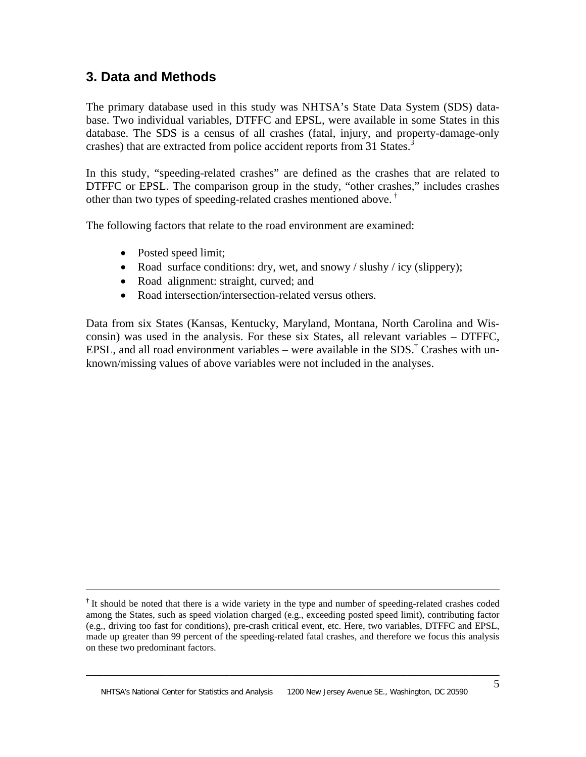## 3. Data and Methods

The primary database used in this study was NHTSA's State Data System (SDS) database. Two individual variables, DTFFC and EPSL, were available in some States in this database. The SDS is a census of all crashes (fatal, injury, and property-damage-only crashes) that are extracted from police accident reports from 31 States.[3]

In this study, "speeding-related crashes" are defined as the crashes that are related to DTFFC or EPSL. The comparison group in the study, "other crashes," includes crashes other than two types of speeding-related crashes mentioned above.[†]

The following factors that relate to the road environment are examined:

- Posted speed limit;
- Road surface conditions: dry, wet, and snowy / slushy / icy (slippery);
- Road alignment: straight, curved; and
- Road intersection/intersection-related versus others.

Data from six States (Kansas, Kentucky, Maryland, Montana, North Carolina and Wisconsin) was used in the analysis. For these six States, all relevant variables – DTFFC, EPSL, and all road environment variables – were available in the SDS.[†] Crashes with unknown/missing values of above variables were not included in the analyses.

---

[†] It should be noted that there is a wide variety in the type and number of speeding-related crashes coded among the States, such as speed violation charged (e.g., exceeding posted speed limit), contributing factor (e.g., driving too fast for conditions), pre-crash critical event, etc. Here, two variables, DTFFC and EPSL, made up greater than 99 percent of the speeding-related fatal crashes, and therefore we focus this analysis on these two predominant factors.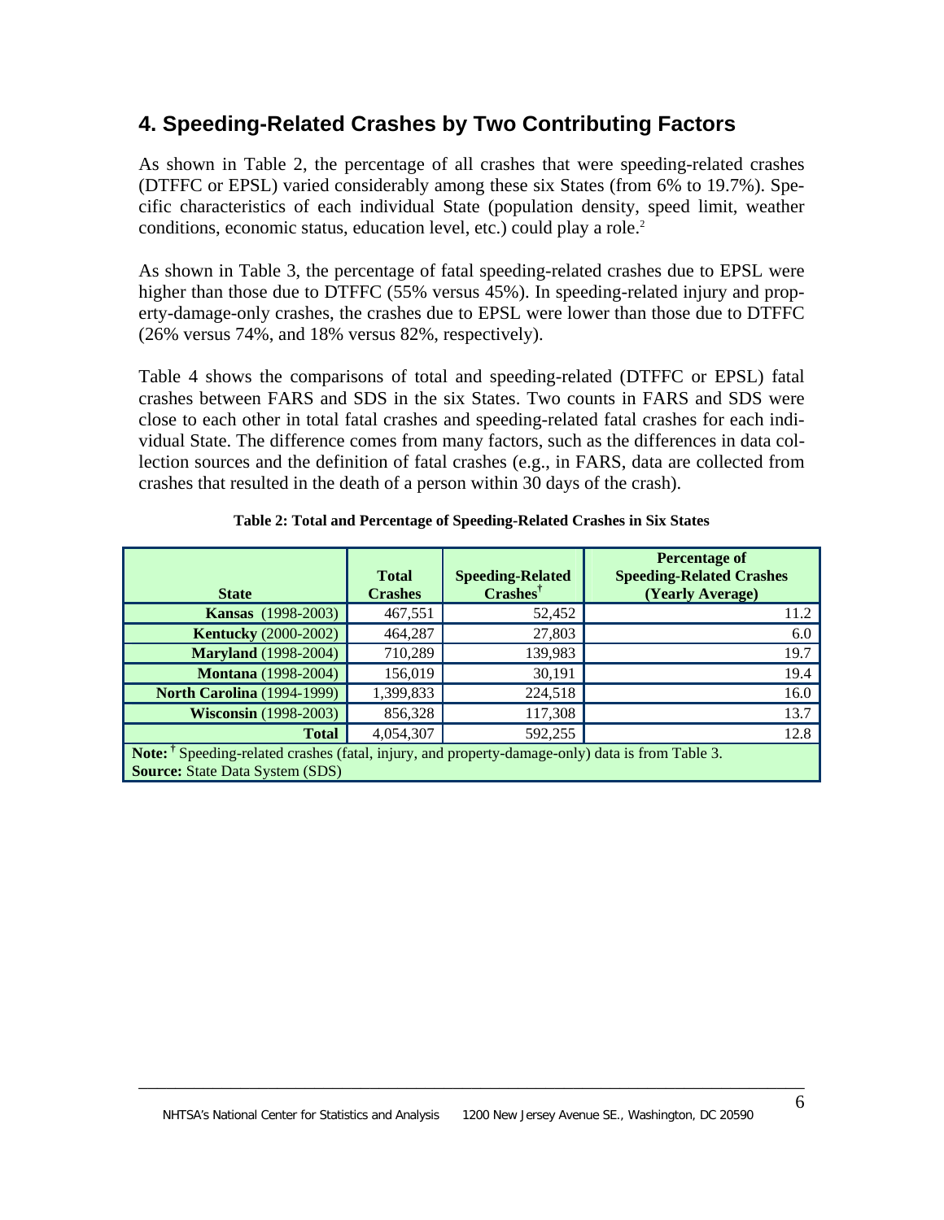## 4. Speeding-Related Crashes by Two Contributing Factors

As shown in Table 2, the percentage of all crashes that were speeding-related crashes (DTFFC or EPSL) varied considerably among these six States (from 6% to 19.7%). Specific characteristics of each individual State (population density, speed limit, weather conditions, economic status, education level, etc.) could play a role.[2]

As shown in Table 3, the percentage of fatal speeding-related crashes due to EPSL were higher than those due to DTFFC (55% versus 45%). In speeding-related injury and property-damage-only crashes, the crashes due to EPSL were lower than those due to DTFFC (26% versus 74%, and 18% versus 82%, respectively).

Table 4 shows the comparisons of total and speeding-related (DTFFC or EPSL) fatal crashes between FARS and SDS in the six States. Two counts in FARS and SDS were close to each other in total fatal crashes and speeding-related fatal crashes for each individual State. The difference comes from many factors, such as the differences in data collection sources and the definition of fatal crashes (e.g., in FARS, data are collected from crashes that resulted in the death of a person within 30 days of the crash).

**Table 2: Total and Percentage of Speeding-Related Crashes in Six States**

| State | Total Crashes | Speeding-Related Crashes† | Percentage of Speeding-Related Crashes (Yearly Average) |
|---|---|---|---|
| **Kansas** (1998-2003) | 467,551 | 52,452 | 11.2 |
| **Kentucky** (2000-2002) | 464,287 | 27,803 | 6.0 |
| **Maryland** (1998-2004) | 710,289 | 139,983 | 19.7 |
| **Montana** (1998-2004) | 156,019 | 30,191 | 19.4 |
| **North Carolina** (1994-1999) | 1,399,833 | 224,518 | 16.0 |
| **Wisconsin** (1998-2003) | 856,328 | 117,308 | 13.7 |
| **Total** | 4,054,307 | 592,255 | 12.8 |

**Note:** † Speeding-related crashes (fatal, injury, and property-damage-only) data is from Table 3.
**Source:** State Data System (SDS)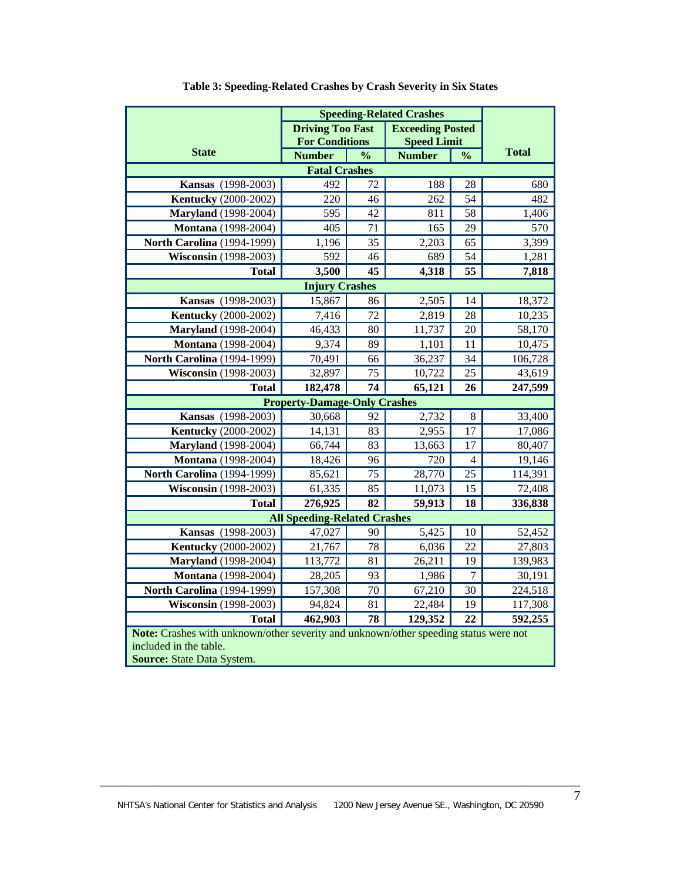**Table 3: Speeding-Related Crashes by Crash Severity in Six States**

| State | Speeding-Related Crashes | | | | Total |
|---|---|---|---|---|---|
| | Driving Too Fast For Conditions | | Exceeding Posted Speed Limit | | |
| | Number | % | Number | % | |
| **Fatal Crashes** | | | | | |
| **Kansas** (1998-2003) | 492 | 72 | 188 | 28 | 680 |
| **Kentucky** (2000-2002) | 220 | 46 | 262 | 54 | 482 |
| **Maryland** (1998-2004) | 595 | 42 | 811 | 58 | 1,406 |
| **Montana** (1998-2004) | 405 | 71 | 165 | 29 | 570 |
| **North Carolina** (1994-1999) | 1,196 | 35 | 2,203 | 65 | 3,399 |
| **Wisconsin** (1998-2003) | 592 | 46 | 689 | 54 | 1,281 |
| **Total** | **3,500** | **45** | **4,318** | **55** | **7,818** |
| **Injury Crashes** | | | | | |
| **Kansas** (1998-2003) | 15,867 | 86 | 2,505 | 14 | 18,372 |
| **Kentucky** (2000-2002) | 7,416 | 72 | 2,819 | 28 | 10,235 |
| **Maryland** (1998-2004) | 46,433 | 80 | 11,737 | 20 | 58,170 |
| **Montana** (1998-2004) | 9,374 | 89 | 1,101 | 11 | 10,475 |
| **North Carolina** (1994-1999) | 70,491 | 66 | 36,237 | 34 | 106,728 |
| **Wisconsin** (1998-2003) | 32,897 | 75 | 10,722 | 25 | 43,619 |
| **Total** | **182,478** | **74** | **65,121** | **26** | **247,599** |
| **Property-Damage-Only Crashes** | | | | | |
| **Kansas** (1998-2003) | 30,668 | 92 | 2,732 | 8 | 33,400 |
| **Kentucky** (2000-2002) | 14,131 | 83 | 2,955 | 17 | 17,086 |
| **Maryland** (1998-2004) | 66,744 | 83 | 13,663 | 17 | 80,407 |
| **Montana** (1998-2004) | 18,426 | 96 | 720 | 4 | 19,146 |
| **North Carolina** (1994-1999) | 85,621 | 75 | 28,770 | 25 | 114,391 |
| **Wisconsin** (1998-2003) | 61,335 | 85 | 11,073 | 15 | 72,408 |
| **Total** | **276,925** | **82** | **59,913** | **18** | **336,838** |
| **All Speeding-Related Crashes** | | | | | |
| **Kansas** (1998-2003) | 47,027 | 90 | 5,425 | 10 | 52,452 |
| **Kentucky** (2000-2002) | 21,767 | 78 | 6,036 | 22 | 27,803 |
| **Maryland** (1998-2004) | 113,772 | 81 | 26,211 | 19 | 139,983 |
| **Montana** (1998-2004) | 28,205 | 93 | 1,986 | 7 | 30,191 |
| **North Carolina** (1994-1999) | 157,308 | 70 | 67,210 | 30 | 224,518 |
| **Wisconsin** (1998-2003) | 94,824 | 81 | 22,484 | 19 | 117,308 |
| **Total** | **462,903** | **78** | **129,352** | **22** | **592,255** |

**Note:** Crashes with unknown/other severity and unknown/other speeding status were not included in the table.
**Source:** State Data System.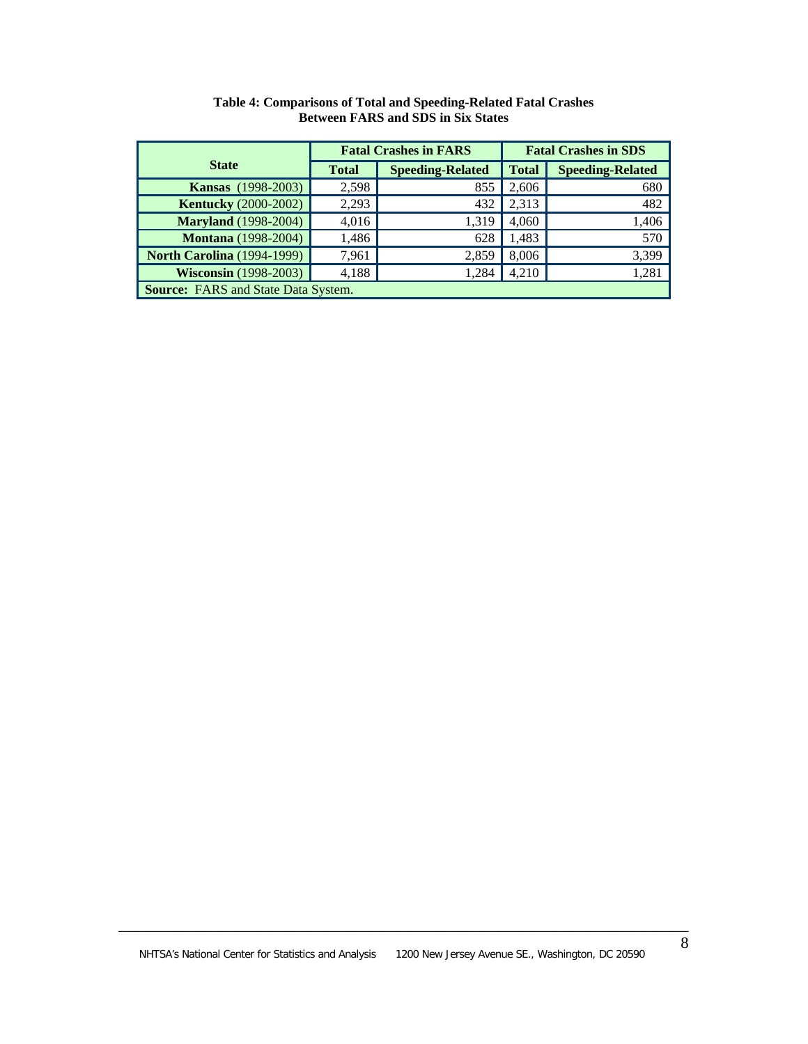**Table 4: Comparisons of Total and Speeding-Related Fatal Crashes Between FARS and SDS in Six States**

| State | Fatal Crashes in FARS | | Fatal Crashes in SDS | |
|---|---|---|---|---|
| | Total | Speeding-Related | Total | Speeding-Related |
| **Kansas** (1998-2003) | 2,598 | 855 | 2,606 | 680 |
| **Kentucky** (2000-2002) | 2,293 | 432 | 2,313 | 482 |
| **Maryland** (1998-2004) | 4,016 | 1,319 | 4,060 | 1,406 |
| **Montana** (1998-2004) | 1,486 | 628 | 1,483 | 570 |
| **North Carolina** (1994-1999) | 7,961 | 2,859 | 8,006 | 3,399 |
| **Wisconsin** (1998-2003) | 4,188 | 1,284 | 4,210 | 1,281 |

**Source:** FARS and State Data System.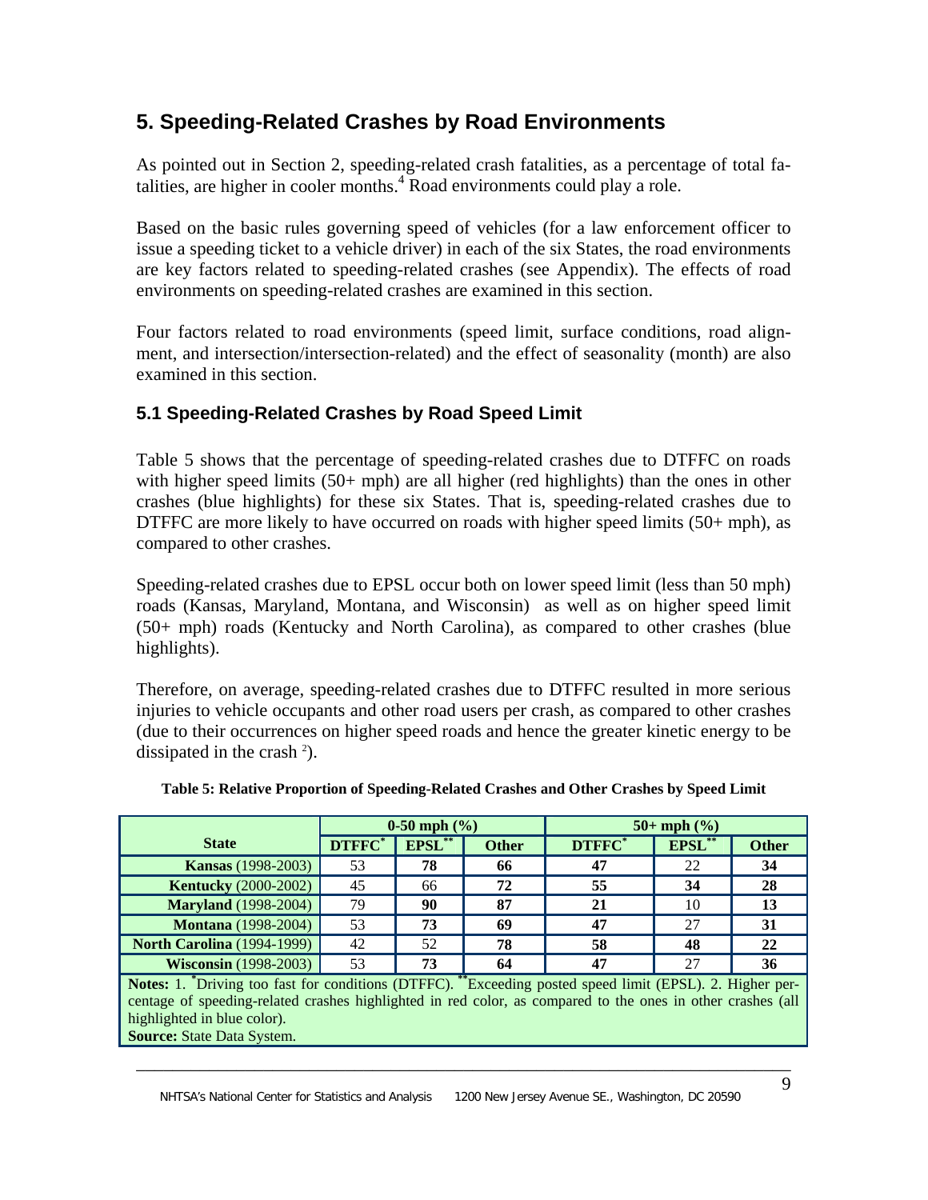## 5. Speeding-Related Crashes by Road Environments

As pointed out in Section 2, speeding-related crash fatalities, as a percentage of total fatalities, are higher in cooler months.[4] Road environments could play a role.

Based on the basic rules governing speed of vehicles (for a law enforcement officer to issue a speeding ticket to a vehicle driver) in each of the six States, the road environments are key factors related to speeding-related crashes (see Appendix). The effects of road environments on speeding-related crashes are examined in this section.

Four factors related to road environments (speed limit, surface conditions, road alignment, and intersection/intersection-related) and the effect of seasonality (month) are also examined in this section.

### 5.1 Speeding-Related Crashes by Road Speed Limit

Table 5 shows that the percentage of speeding-related crashes due to DTFFC on roads with higher speed limits (50+ mph) are all higher (red highlights) than the ones in other crashes (blue highlights) for these six States. That is, speeding-related crashes due to DTFFC are more likely to have occurred on roads with higher speed limits (50+ mph), as compared to other crashes.

Speeding-related crashes due to EPSL occur both on lower speed limit (less than 50 mph) roads (Kansas, Maryland, Montana, and Wisconsin) as well as on higher speed limit (50+ mph) roads (Kentucky and North Carolina), as compared to other crashes (blue highlights).

Therefore, on average, speeding-related crashes due to DTFFC resulted in more serious injuries to vehicle occupants and other road users per crash, as compared to other crashes (due to their occurrences on higher speed roads and hence the greater kinetic energy to be dissipated in the crash [2]).

**Table 5: Relative Proportion of Speeding-Related Crashes and Other Crashes by Speed Limit**

| State | 0-50 mph (%) | | | 50+ mph (%) | | |
|---|---|---|---|---|---|---|
| | DTFFC* | EPSL** | Other | DTFFC* | EPSL** | Other |
| **Kansas** (1998-2003) | 53 | **78** | **66** | **47** | 22 | **34** |
| **Kentucky** (2000-2002) | 45 | 66 | **72** | **55** | **34** | **28** |
| **Maryland** (1998-2004) | 79 | **90** | **87** | **21** | 10 | **13** |
| **Montana** (1998-2004) | 53 | **73** | **69** | **47** | 27 | **31** |
| **North Carolina** (1994-1999) | 42 | 52 | **78** | **58** | **48** | **22** |
| **Wisconsin** (1998-2003) | 53 | **73** | **64** | **47** | 27 | **36** |

**Notes:** 1. *Driving too fast for conditions (DTFFC). **Exceeding posted speed limit (EPSL). 2. Higher percentage of speeding-related crashes highlighted in red color, as compared to the ones in other crashes (all highlighted in blue color).
**Source:** State Data System.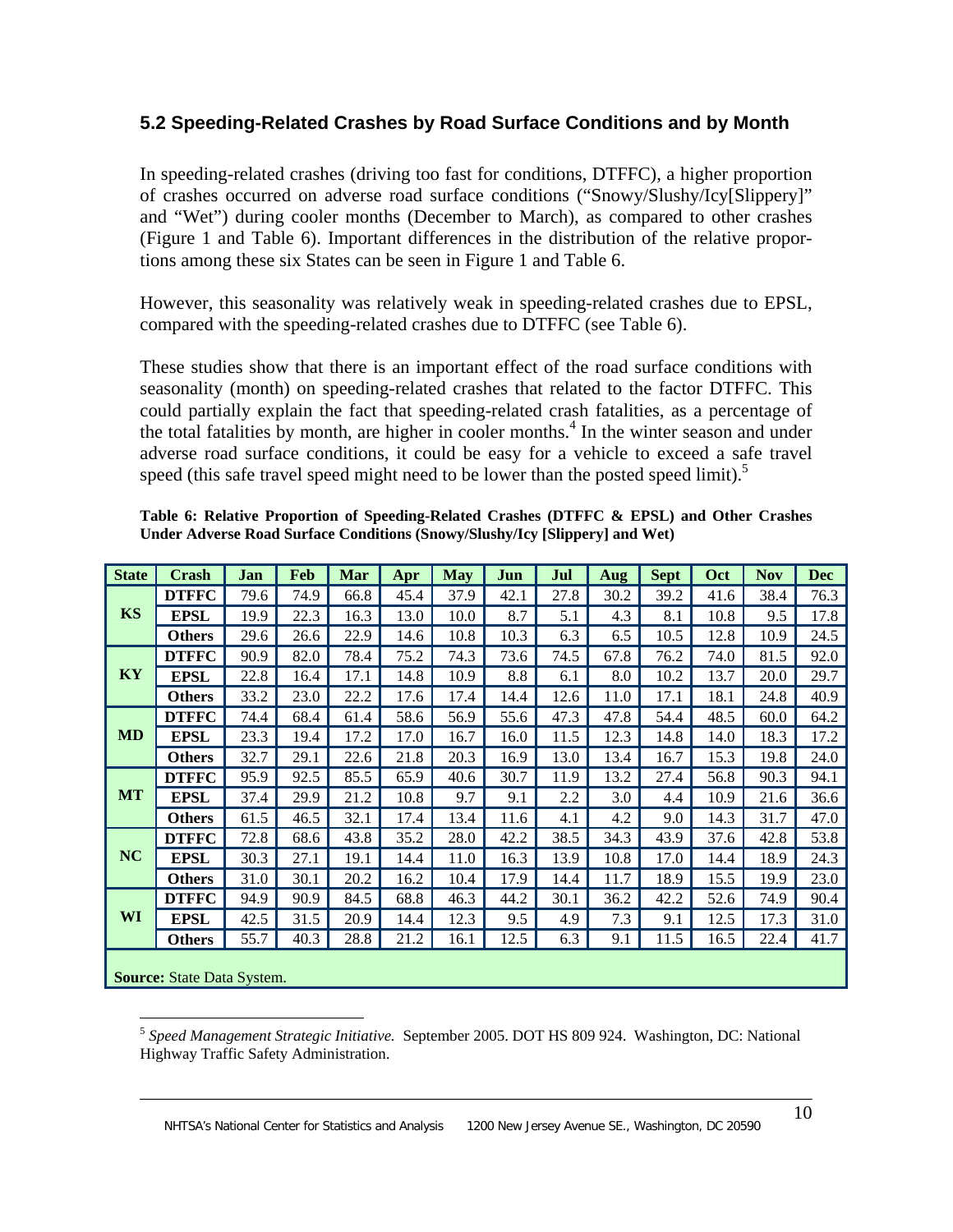## 5.2 Speeding-Related Crashes by Road Surface Conditions and by Month

In speeding-related crashes (driving too fast for conditions, DTFFC), a higher proportion of crashes occurred on adverse road surface conditions ("Snowy/Slushy/Icy[Slippery]" and "Wet") during cooler months (December to March), as compared to other crashes (Figure 1 and Table 6). Important differences in the distribution of the relative proportions among these six States can be seen in Figure 1 and Table 6.

However, this seasonality was relatively weak in speeding-related crashes due to EPSL, compared with the speeding-related crashes due to DTFFC (see Table 6).

These studies show that there is an important effect of the road surface conditions with seasonality (month) on speeding-related crashes that related to the factor DTFFC. This could partially explain the fact that speeding-related crash fatalities, as a percentage of the total fatalities by month, are higher in cooler months.[4] In the winter season and under adverse road surface conditions, it could be easy for a vehicle to exceed a safe travel speed (this safe travel speed might need to be lower than the posted speed limit).[5]

**Table 6: Relative Proportion of Speeding-Related Crashes (DTFFC & EPSL) and Other Crashes Under Adverse Road Surface Conditions (Snowy/Slushy/Icy [Slippery] and Wet)**

| State | Crash | Jan | Feb | Mar | Apr | May | Jun | Jul | Aug | Sept | Oct | Nov | Dec |
|---|---|---|---|---|---|---|---|---|---|---|---|---|---|
| KS | DTFFC | 79.6 | 74.9 | 66.8 | 45.4 | 37.9 | 42.1 | 27.8 | 30.2 | 39.2 | 41.6 | 38.4 | 76.3 |
| | EPSL | 19.9 | 22.3 | 16.3 | 13.0 | 10.0 | 8.7 | 5.1 | 4.3 | 8.1 | 10.8 | 9.5 | 17.8 |
| | Others | 29.6 | 26.6 | 22.9 | 14.6 | 10.8 | 10.3 | 6.3 | 6.5 | 10.5 | 12.8 | 10.9 | 24.5 |
| KY | DTFFC | 90.9 | 82.0 | 78.4 | 75.2 | 74.3 | 73.6 | 74.5 | 67.8 | 76.2 | 74.0 | 81.5 | 92.0 |
| | EPSL | 22.8 | 16.4 | 17.1 | 14.8 | 10.9 | 8.8 | 6.1 | 8.0 | 10.2 | 13.7 | 20.0 | 29.7 |
| | Others | 33.2 | 23.0 | 22.2 | 17.6 | 17.4 | 14.4 | 12.6 | 11.0 | 17.1 | 18.1 | 24.8 | 40.9 |
| MD | DTFFC | 74.4 | 68.4 | 61.4 | 58.6 | 56.9 | 55.6 | 47.3 | 47.8 | 54.4 | 48.5 | 60.0 | 64.2 |
| | EPSL | 23.3 | 19.4 | 17.2 | 17.0 | 16.7 | 16.0 | 11.5 | 12.3 | 14.8 | 14.0 | 18.3 | 17.2 |
| | Others | 32.7 | 29.1 | 22.6 | 21.8 | 20.3 | 16.9 | 13.0 | 13.4 | 16.7 | 15.3 | 19.8 | 24.0 |
| MT | DTFFC | 95.9 | 92.5 | 85.5 | 65.9 | 40.6 | 30.7 | 11.9 | 13.2 | 27.4 | 56.8 | 90.3 | 94.1 |
| | EPSL | 37.4 | 29.9 | 21.2 | 10.8 | 9.7 | 9.1 | 2.2 | 3.0 | 4.4 | 10.9 | 21.6 | 36.6 |
| | Others | 61.5 | 46.5 | 32.1 | 17.4 | 13.4 | 11.6 | 4.1 | 4.2 | 9.0 | 14.3 | 31.7 | 47.0 |
| NC | DTFFC | 72.8 | 68.6 | 43.8 | 35.2 | 28.0 | 42.2 | 38.5 | 34.3 | 43.9 | 37.6 | 42.8 | 53.8 |
| | EPSL | 30.3 | 27.1 | 19.1 | 14.4 | 11.0 | 16.3 | 13.9 | 10.8 | 17.0 | 14.4 | 18.9 | 24.3 |
| | Others | 31.0 | 30.1 | 20.2 | 16.2 | 10.4 | 17.9 | 14.4 | 11.7 | 18.9 | 15.5 | 19.9 | 23.0 |
| WI | DTFFC | 94.9 | 90.9 | 84.5 | 68.8 | 46.3 | 44.2 | 30.1 | 36.2 | 42.2 | 52.6 | 74.9 | 90.4 |
| | EPSL | 42.5 | 31.5 | 20.9 | 14.4 | 12.3 | 9.5 | 4.9 | 7.3 | 9.1 | 12.5 | 17.3 | 31.0 |
| | Others | 55.7 | 40.3 | 28.8 | 21.2 | 16.1 | 12.5 | 6.3 | 9.1 | 11.5 | 16.5 | 22.4 | 41.7 |

**Source:** State Data System.

[5] *Speed Management Strategic Initiative.* September 2005. DOT HS 809 924. Washington, DC: National Highway Traffic Safety Administration.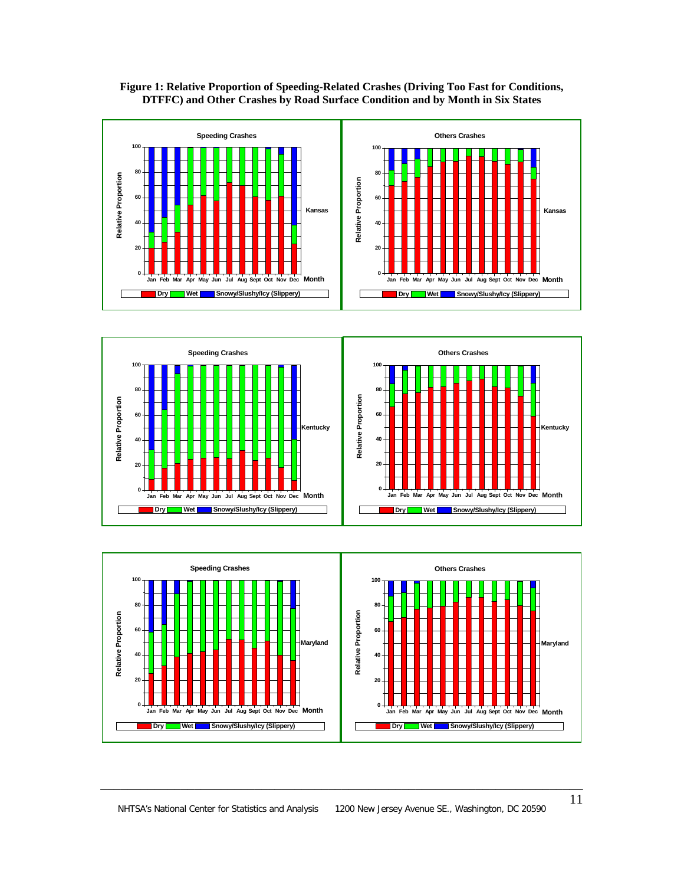**Figure 1: Relative Proportion of Speeding-Related Crashes (Driving Too Fast for Conditions, DTFFC) and Other Crashes by Road Surface Condition and by Month in Six States**

Speeding Crashes

Relative Proportion

0 20 40 60 80 100

Jan Feb Mar Apr May Jun Jul Aug Sept Oct Nov Dec Month

Kansas

Dry Wet Snowy/Slushy/Icy (Slippery)

Others Crashes

Relative Proportion

0 20 40 60 80 100

Jan Feb Mar Apr May Jun Jul Aug Sept Oct Nov Dec Month

Kansas

Dry Wet Snowy/Slushy/Icy (Slippery)

Speeding Crashes

Relative Proportion

0 20 40 60 80 100

Jan Feb Mar Apr May Jun Jul Aug Sept Oct Nov Dec Month

Kentucky

Dry Wet Snowy/Slushy/Icy (Slippery)

Others Crashes

Relative Proportion

0 20 40 60 80 100

Jan Feb Mar Apr May Jun Jul Aug Sept Oct Nov Dec Month

Kentucky

Dry Wet Snowy/Slushy/Icy (Slippery)

Speeding Crashes

Relative Proportion

0 20 40 60 80 100

Jan Feb Mar Apr May Jun Jul Aug Sept Oct Nov Dec Month

Maryland

Dry Wet Snowy/Slushy/Icy (Slippery)

Others Crashes

Relative Proportion

0 20 40 60 80 100

Jan Feb Mar Apr May Jun Jul Aug Sept Oct Nov Dec Month

Maryland

Dry Wet Snowy/Slushy/Icy (Slippery)

NHTSA's National Center for Statistics and Analysis 1200 New Jersey Avenue SE., Washington, DC 20590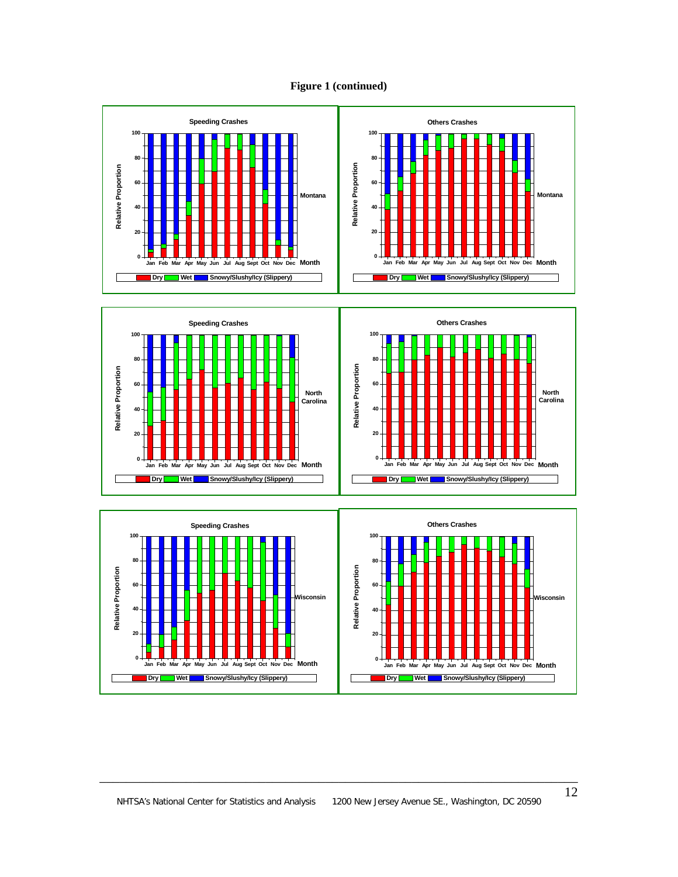**Figure 1 (continued)**

Speeding Crashes

Relative Proportion

100
80
60
40
20
0

Jan Feb Mar Apr May Jun Jul Aug Sept Oct Nov Dec Month

Montana

Dry Wet Snowy/Slushy/Icy (Slippery)

Others Crashes

Relative Proportion

100
80
60
40
20
0

Jan Feb Mar Apr May Jun Jul Aug Sept Oct Nov Dec Month

Montana

Dry Wet Snowy/Slushy/Icy (Slippery)

Speeding Crashes

Relative Proportion

100
80
60
40
20
0

Jan Feb Mar Apr May Jun Jul Aug Sept Oct Nov Dec Month

North Carolina

Dry Wet Snowy/Slushy/Icy (Slippery)

Others Crashes

Relative Proportion

100
80
60
40
20
0

Jan Feb Mar Apr May Jun Jul Aug Sept Oct Nov Dec Month

North Carolina

Dry Wet Snowy/Slushy/Icy (Slippery)

Speeding Crashes

Relative Proportion

100
80
60
40
20
0

Jan Feb Mar Apr May Jun Jul Aug Sept Oct Nov Dec Month

Wisconsin

Dry Wet Snowy/Slushy/Icy (Slippery)

Others Crashes

Relative Proportion

100
80
60
40
20
0

Jan Feb Mar Apr May Jun Jul Aug Sept Oct Nov Dec Month

Wisconsin

Dry Wet Snowy/Slushy/Icy (Slippery)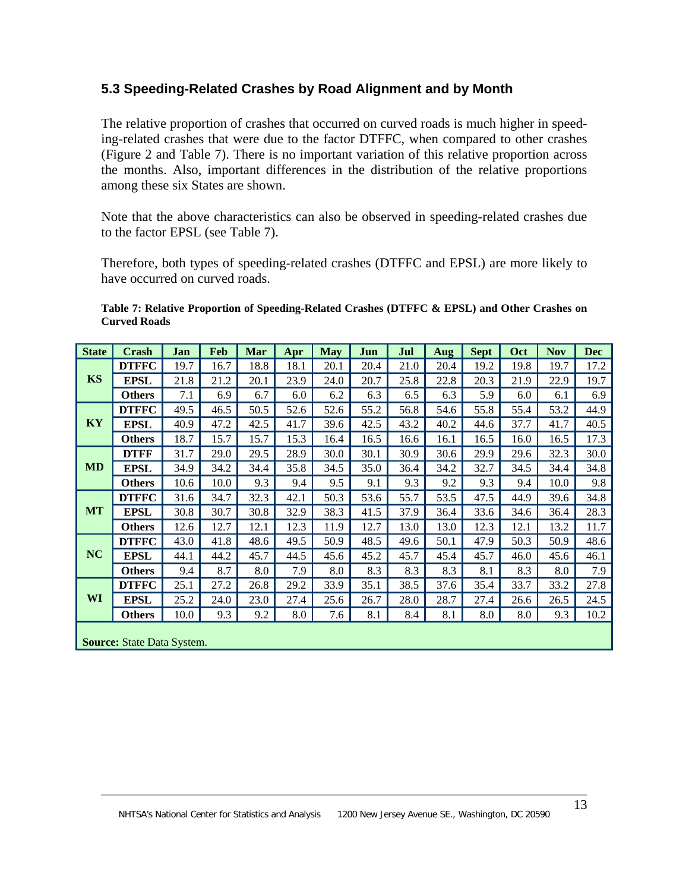## 5.3 Speeding-Related Crashes by Road Alignment and by Month

The relative proportion of crashes that occurred on curved roads is much higher in speeding-related crashes that were due to the factor DTFFC, when compared to other crashes (Figure 2 and Table 7). There is no important variation of this relative proportion across the months. Also, important differences in the distribution of the relative proportions among these six States are shown.

Note that the above characteristics can also be observed in speeding-related crashes due to the factor EPSL (see Table 7).

Therefore, both types of speeding-related crashes (DTFFC and EPSL) are more likely to have occurred on curved roads.

**Table 7: Relative Proportion of Speeding-Related Crashes (DTFFC & EPSL) and Other Crashes on Curved Roads**

| State | Crash | Jan | Feb | Mar | Apr | May | Jun | Jul | Aug | Sept | Oct | Nov | Dec |
|---|---|---|---|---|---|---|---|---|---|---|---|---|---|
| KS | DTFFC | 19.7 | 16.7 | 18.8 | 18.1 | 20.1 | 20.4 | 21.0 | 20.4 | 19.2 | 19.8 | 19.7 | 17.2 |
| | EPSL | 21.8 | 21.2 | 20.1 | 23.9 | 24.0 | 20.7 | 25.8 | 22.8 | 20.3 | 21.9 | 22.9 | 19.7 |
| | Others | 7.1 | 6.9 | 6.7 | 6.0 | 6.2 | 6.3 | 6.5 | 6.3 | 5.9 | 6.0 | 6.1 | 6.9 |
| KY | DTFFC | 49.5 | 46.5 | 50.5 | 52.6 | 52.6 | 55.2 | 56.8 | 54.6 | 55.8 | 55.4 | 53.2 | 44.9 |
| | EPSL | 40.9 | 47.2 | 42.5 | 41.7 | 39.6 | 42.5 | 43.2 | 40.2 | 44.6 | 37.7 | 41.7 | 40.5 |
| | Others | 18.7 | 15.7 | 15.7 | 15.3 | 16.4 | 16.5 | 16.6 | 16.1 | 16.5 | 16.0 | 16.5 | 17.3 |
| MD | DTFF | 31.7 | 29.0 | 29.5 | 28.9 | 30.0 | 30.1 | 30.9 | 30.6 | 29.9 | 29.6 | 32.3 | 30.0 |
| | EPSL | 34.9 | 34.2 | 34.4 | 35.8 | 34.5 | 35.0 | 36.4 | 34.2 | 32.7 | 34.5 | 34.4 | 34.8 |
| | Others | 10.6 | 10.0 | 9.3 | 9.4 | 9.5 | 9.1 | 9.3 | 9.2 | 9.3 | 9.4 | 10.0 | 9.8 |
| MT | DTFFC | 31.6 | 34.7 | 32.3 | 42.1 | 50.3 | 53.6 | 55.7 | 53.5 | 47.5 | 44.9 | 39.6 | 34.8 |
| | EPSL | 30.8 | 30.7 | 30.8 | 32.9 | 38.3 | 41.5 | 37.9 | 36.4 | 33.6 | 34.6 | 36.4 | 28.3 |
| | Others | 12.6 | 12.7 | 12.1 | 12.3 | 11.9 | 12.7 | 13.0 | 13.0 | 12.3 | 12.1 | 13.2 | 11.7 |
| NC | DTFFC | 43.0 | 41.8 | 48.6 | 49.5 | 50.9 | 48.5 | 49.6 | 50.1 | 47.9 | 50.3 | 50.9 | 48.6 |
| | EPSL | 44.1 | 44.2 | 45.7 | 44.5 | 45.6 | 45.2 | 45.7 | 45.4 | 45.7 | 46.0 | 45.6 | 46.1 |
| | Others | 9.4 | 8.7 | 8.0 | 7.9 | 8.0 | 8.3 | 8.3 | 8.3 | 8.1 | 8.3 | 8.0 | 7.9 |
| WI | DTFFC | 25.1 | 27.2 | 26.8 | 29.2 | 33.9 | 35.1 | 38.5 | 37.6 | 35.4 | 33.7 | 33.2 | 27.8 |
| | EPSL | 25.2 | 24.0 | 23.0 | 27.4 | 25.6 | 26.7 | 28.0 | 28.7 | 27.4 | 26.6 | 26.5 | 24.5 |
| | Others | 10.0 | 9.3 | 9.2 | 8.0 | 7.6 | 8.1 | 8.4 | 8.1 | 8.0 | 8.0 | 9.3 | 10.2 |

**Source:** State Data System.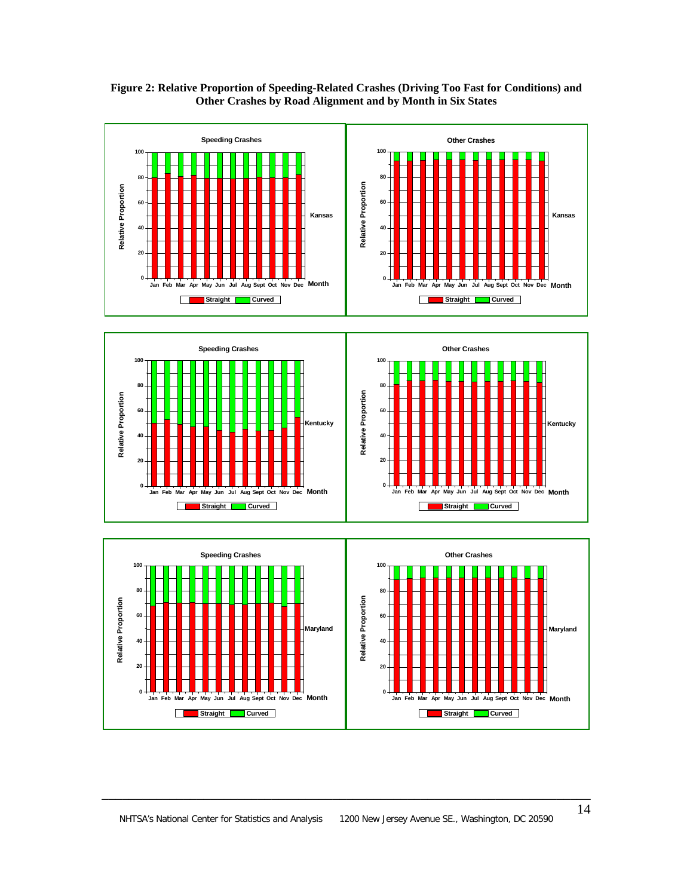**Figure 2: Relative Proportion of Speeding-Related Crashes (Driving Too Fast for Conditions) and Other Crashes by Road Alignment and by Month in Six States**

Speeding Crashes

Relative Proportion

100
80
60
40
20
0

Jan Feb Mar Apr May Jun Jul Aug Sept Oct Nov Dec Month

Kansas

Straight Curved

Other Crashes

Relative Proportion

100
80
60
40
20
0

Jan Feb Mar Apr May Jun Jul Aug Sept Oct Nov Dec Month

Kansas

Straight Curved

Speeding Crashes

Relative Proportion

100
80
60
40
20
0

Jan Feb Mar Apr May Jun Jul Aug Sept Oct Nov Dec Month

Kentucky

Straight Curved

Other Crashes

Relative Proportion

100
80
60
40
20
0

Jan Feb Mar Apr May Jun Jul Aug Sept Oct Nov Dec Month

Kentucky

Straight Curved

Speeding Crashes

Relative Proportion

100
80
60
40
20
0

Jan Feb Mar Apr May Jun Jul Aug Sept Oct Nov Dec Month

Maryland

Straight Curved

Other Crashes

Relative Proportion

100
80
60
40
20
0

Jan Feb Mar Apr May Jun Jul Aug Sept Oct Nov Dec Month

Maryland

Straight Curved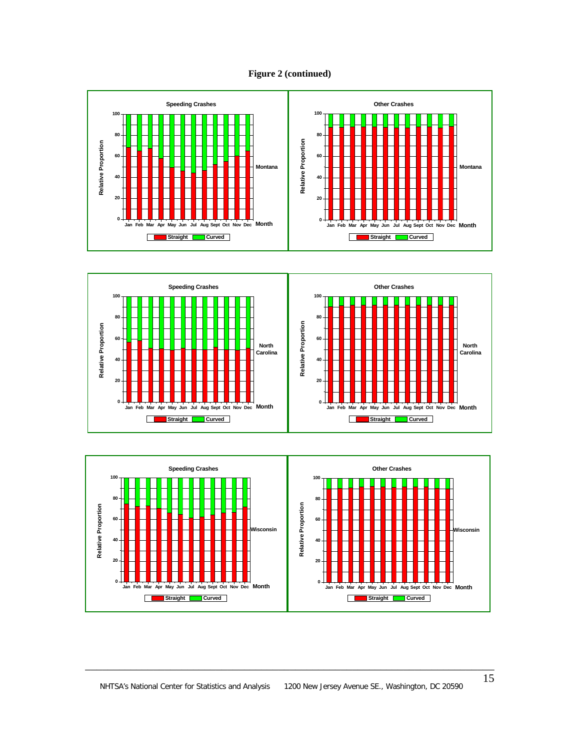**Figure 2 (continued)**

Speeding Crashes

Relative Proportion

100
80
60
40
20
0

Jan Feb Mar Apr May Jun Jul Aug Sept Oct Nov Dec Month

Montana

Straight Curved

Other Crashes

Relative Proportion

100
80
60
40
20
0

Jan Feb Mar Apr May Jun Jul Aug Sept Oct Nov Dec Month

Montana

Straight Curved

Speeding Crashes

Relative Proportion

100
80
60
40
20
0

Jan Feb Mar Apr May Jun Jul Aug Sept Oct Nov Dec Month

North Carolina

Straight Curved

Other Crashes

Relative Proportion

100
80
60
40
20
0

Jan Feb Mar Apr May Jun Jul Aug Sept Oct Nov Dec Month

North Carolina

Straight Curved

Speeding Crashes

Relative Proportion

100
80
60
40
20
0

Jan Feb Mar Apr May Jun Jul Aug Sept Oct Nov Dec Month

Wisconsin

Straight Curved

Other Crashes

Relative Proportion

100
80
60
40
20
0

Jan Feb Mar Apr May Jun Jul Aug Sept Oct Nov Dec Month

Wisconsin

Straight Curved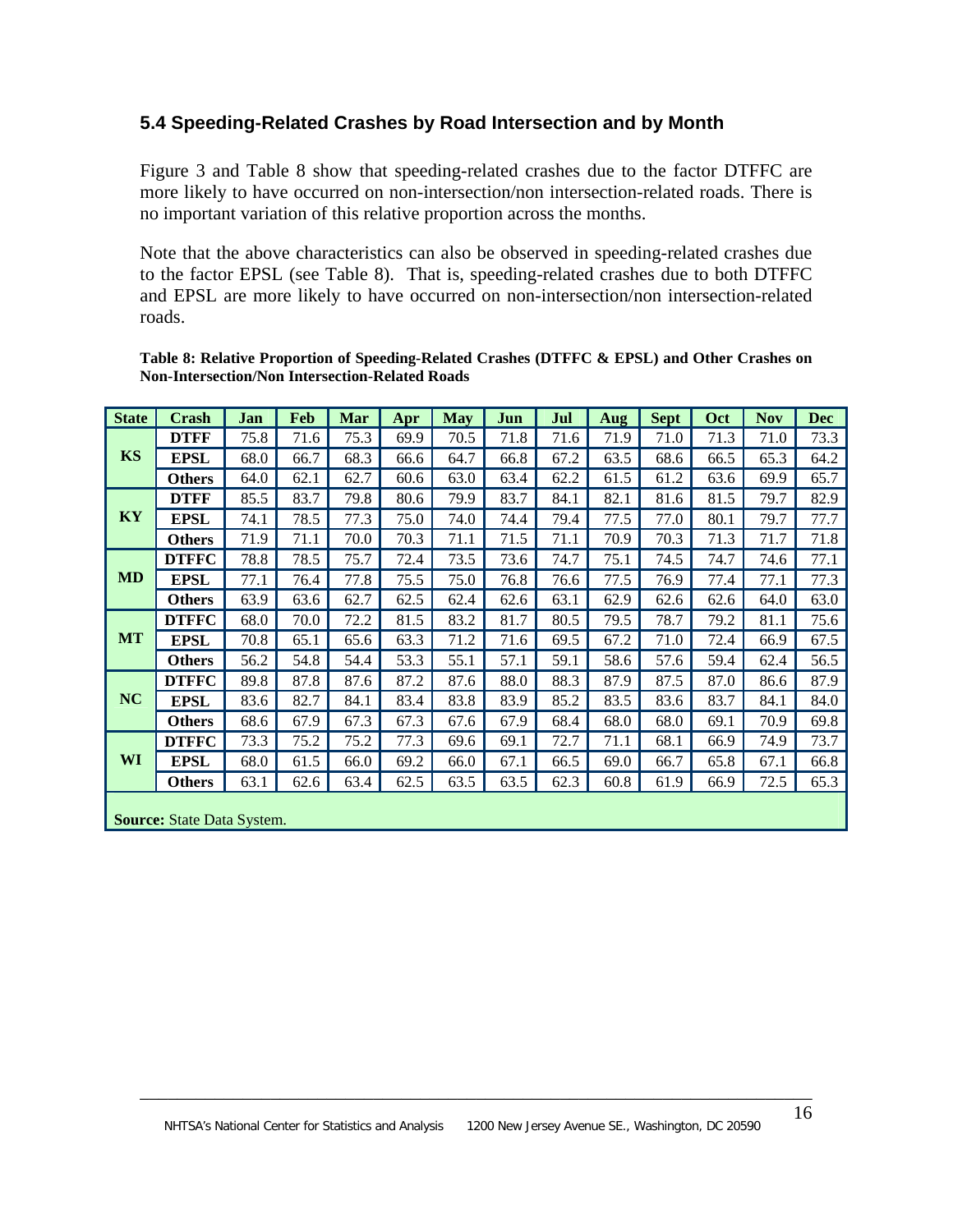## 5.4 Speeding-Related Crashes by Road Intersection and by Month

Figure 3 and Table 8 show that speeding-related crashes due to the factor DTFFC are more likely to have occurred on non-intersection/non intersection-related roads. There is no important variation of this relative proportion across the months.

Note that the above characteristics can also be observed in speeding-related crashes due to the factor EPSL (see Table 8). That is, speeding-related crashes due to both DTFFC and EPSL are more likely to have occurred on non-intersection/non intersection-related roads.

**Table 8: Relative Proportion of Speeding-Related Crashes (DTFFC & EPSL) and Other Crashes on Non-Intersection/Non Intersection-Related Roads**

| State | Crash | Jan | Feb | Mar | Apr | May | Jun | Jul | Aug | Sept | Oct | Nov | Dec |
|---|---|---|---|---|---|---|---|---|---|---|---|---|---|
| KS | DTFF | 75.8 | 71.6 | 75.3 | 69.9 | 70.5 | 71.8 | 71.6 | 71.9 | 71.0 | 71.3 | 71.0 | 73.3 |
| | EPSL | 68.0 | 66.7 | 68.3 | 66.6 | 64.7 | 66.8 | 67.2 | 63.5 | 68.6 | 66.5 | 65.3 | 64.2 |
| | Others | 64.0 | 62.1 | 62.7 | 60.6 | 63.0 | 63.4 | 62.2 | 61.5 | 61.2 | 63.6 | 69.9 | 65.7 |
| KY | DTFF | 85.5 | 83.7 | 79.8 | 80.6 | 79.9 | 83.7 | 84.1 | 82.1 | 81.6 | 81.5 | 79.7 | 82.9 |
| | EPSL | 74.1 | 78.5 | 77.3 | 75.0 | 74.0 | 74.4 | 79.4 | 77.5 | 77.0 | 80.1 | 79.7 | 77.7 |
| | Others | 71.9 | 71.1 | 70.0 | 70.3 | 71.1 | 71.5 | 71.1 | 70.9 | 70.3 | 71.3 | 71.7 | 71.8 |
| MD | DTFFC | 78.8 | 78.5 | 75.7 | 72.4 | 73.5 | 73.6 | 74.7 | 75.1 | 74.5 | 74.7 | 74.6 | 77.1 |
| | EPSL | 77.1 | 76.4 | 77.8 | 75.5 | 75.0 | 76.8 | 76.6 | 77.5 | 76.9 | 77.4 | 77.1 | 77.3 |
| | Others | 63.9 | 63.6 | 62.7 | 62.5 | 62.4 | 62.6 | 63.1 | 62.9 | 62.6 | 62.6 | 64.0 | 63.0 |
| MT | DTFFC | 68.0 | 70.0 | 72.2 | 81.5 | 83.2 | 81.7 | 80.5 | 79.5 | 78.7 | 79.2 | 81.1 | 75.6 |
| | EPSL | 70.8 | 65.1 | 65.6 | 63.3 | 71.2 | 71.6 | 69.5 | 67.2 | 71.0 | 72.4 | 66.9 | 67.5 |
| | Others | 56.2 | 54.8 | 54.4 | 53.3 | 55.1 | 57.1 | 59.1 | 58.6 | 57.6 | 59.4 | 62.4 | 56.5 |
| NC | DTFFC | 89.8 | 87.8 | 87.6 | 87.2 | 87.6 | 88.0 | 88.3 | 87.9 | 87.5 | 87.0 | 86.6 | 87.9 |
| | EPSL | 83.6 | 82.7 | 84.1 | 83.4 | 83.8 | 83.9 | 85.2 | 83.5 | 83.6 | 83.7 | 84.1 | 84.0 |
| | Others | 68.6 | 67.9 | 67.3 | 67.3 | 67.6 | 67.9 | 68.4 | 68.0 | 68.0 | 69.1 | 70.9 | 69.8 |
| WI | DTFFC | 73.3 | 75.2 | 75.2 | 77.3 | 69.6 | 69.1 | 72.7 | 71.1 | 68.1 | 66.9 | 74.9 | 73.7 |
| | EPSL | 68.0 | 61.5 | 66.0 | 69.2 | 66.0 | 67.1 | 66.5 | 69.0 | 66.7 | 65.8 | 67.1 | 66.8 |
| | Others | 63.1 | 62.6 | 63.4 | 62.5 | 63.5 | 63.5 | 62.3 | 60.8 | 61.9 | 66.9 | 72.5 | 65.3 |

**Source:** State Data System.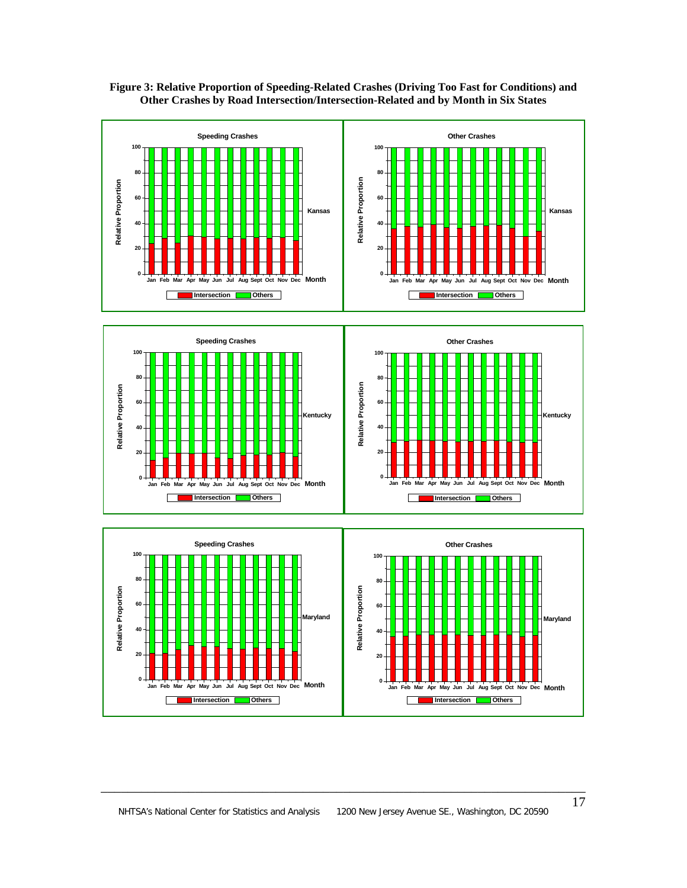**Figure 3: Relative Proportion of Speeding-Related Crashes (Driving Too Fast for Conditions) and Other Crashes by Road Intersection/Intersection-Related and by Month in Six States**

Speeding Crashes

Relative Proportion

0 20 40 60 80 100

Jan Feb Mar Apr May Jun Jul Aug Sept Oct Nov Dec Month

Kansas

Intersection Others

Other Crashes

Relative Proportion

0 20 40 60 80 100

Jan Feb Mar Apr May Jun Jul Aug Sept Oct Nov Dec Month

Kansas

Intersection Others

Speeding Crashes

Relative Proportion

0 20 40 60 80 100

Jan Feb Mar Apr May Jun Jul Aug Sept Oct Nov Dec Month

Kentucky

Intersection Others

Other Crashes

Relative Proportion

0 20 40 60 80 100

Jan Feb Mar Apr May Jun Jul Aug Sept Oct Nov Dec Month

Kentucky

Intersection Others

Speeding Crashes

Relative Proportion

0 20 40 60 80 100

Jan Feb Mar Apr May Jun Jul Aug Sept Oct Nov Dec Month

Maryland

Intersection Others

Other Crashes

Relative Proportion

0 20 40 60 80 100

Jan Feb Mar Apr May Jun Jul Aug Sept Oct Nov Dec Month

Maryland

Intersection Others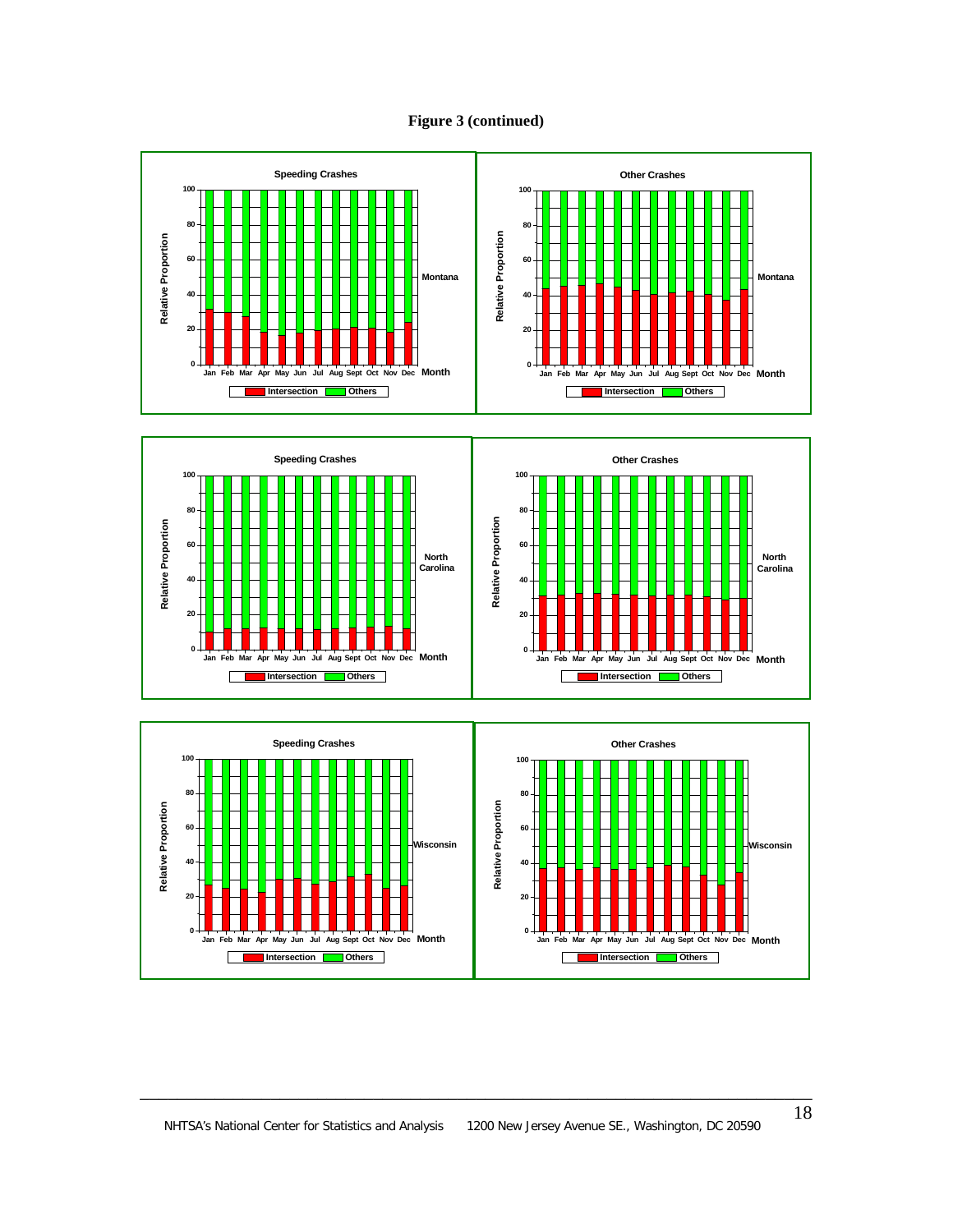**Figure 3 (continued)**

Speeding Crashes

Relative Proportion

100
80
60
40
20
0

Jan Feb Mar Apr May Jun Jul Aug Sept Oct Nov Dec Month

Montana

Intersection Others

Other Crashes

Relative Proportion

100
80
60
40
20
0

Jan Feb Mar Apr May Jun Jul Aug Sept Oct Nov Dec Month

Montana

Intersection Others

Speeding Crashes

Relative Proportion

100
80
60
40
20
0

Jan Feb Mar Apr May Jun Jul Aug Sept Oct Nov Dec Month

North Carolina

Intersection Others

Other Crashes

Relative Proportion

100
80
60
40
20
0

Jan Feb Mar Apr May Jun Jul Aug Sept Oct Nov Dec Month

North Carolina

Intersection Others

Speeding Crashes

Relative Proportion

100
80
60
40
20
0

Jan Feb Mar Apr May Jun Jul Aug Sept Oct Nov Dec Month

Wisconsin

Intersection Others

Other Crashes

Relative Proportion

100
80
60
40
20
0

Jan Feb Mar Apr May Jun Jul Aug Sept Oct Nov Dec Month

Wisconsin

Intersection Others

NHTSA's National Center for Statistics and Analysis 1200 New Jersey Avenue SE., Washington, DC 20590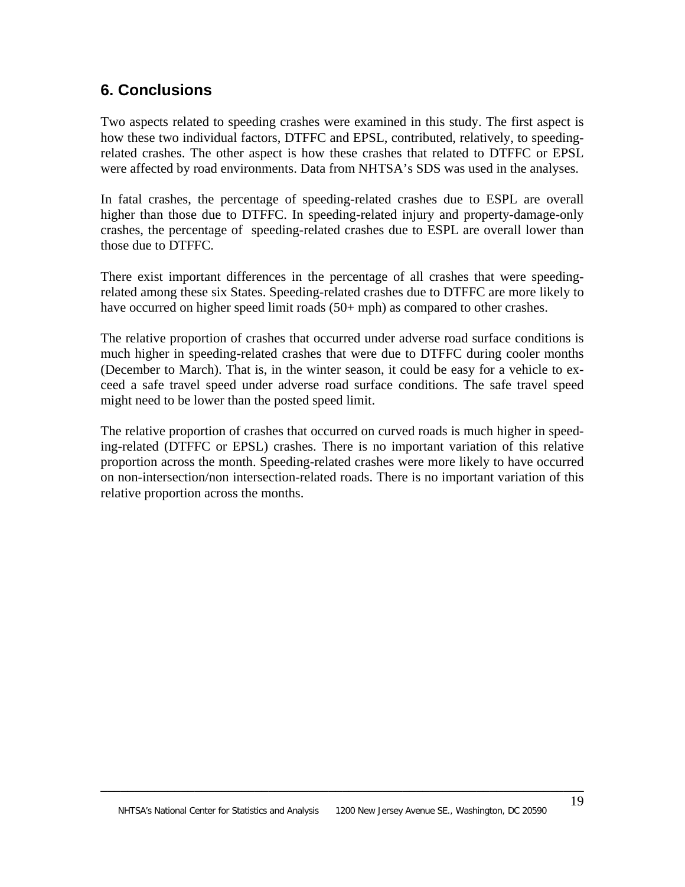## 6. Conclusions

Two aspects related to speeding crashes were examined in this study. The first aspect is how these two individual factors, DTFFC and EPSL, contributed, relatively, to speeding-related crashes. The other aspect is how these crashes that related to DTFFC or EPSL were affected by road environments. Data from NHTSA's SDS was used in the analyses.

In fatal crashes, the percentage of speeding-related crashes due to ESPL are overall higher than those due to DTFFC. In speeding-related injury and property-damage-only crashes, the percentage of speeding-related crashes due to ESPL are overall lower than those due to DTFFC.

There exist important differences in the percentage of all crashes that were speeding-related among these six States. Speeding-related crashes due to DTFFC are more likely to have occurred on higher speed limit roads (50+ mph) as compared to other crashes.

The relative proportion of crashes that occurred under adverse road surface conditions is much higher in speeding-related crashes that were due to DTFFC during cooler months (December to March). That is, in the winter season, it could be easy for a vehicle to exceed a safe travel speed under adverse road surface conditions. The safe travel speed might need to be lower than the posted speed limit.

The relative proportion of crashes that occurred on curved roads is much higher in speeding-related (DTFFC or EPSL) crashes. There is no important variation of this relative proportion across the month. Speeding-related crashes were more likely to have occurred on non-intersection/non intersection-related roads. There is no important variation of this relative proportion across the months.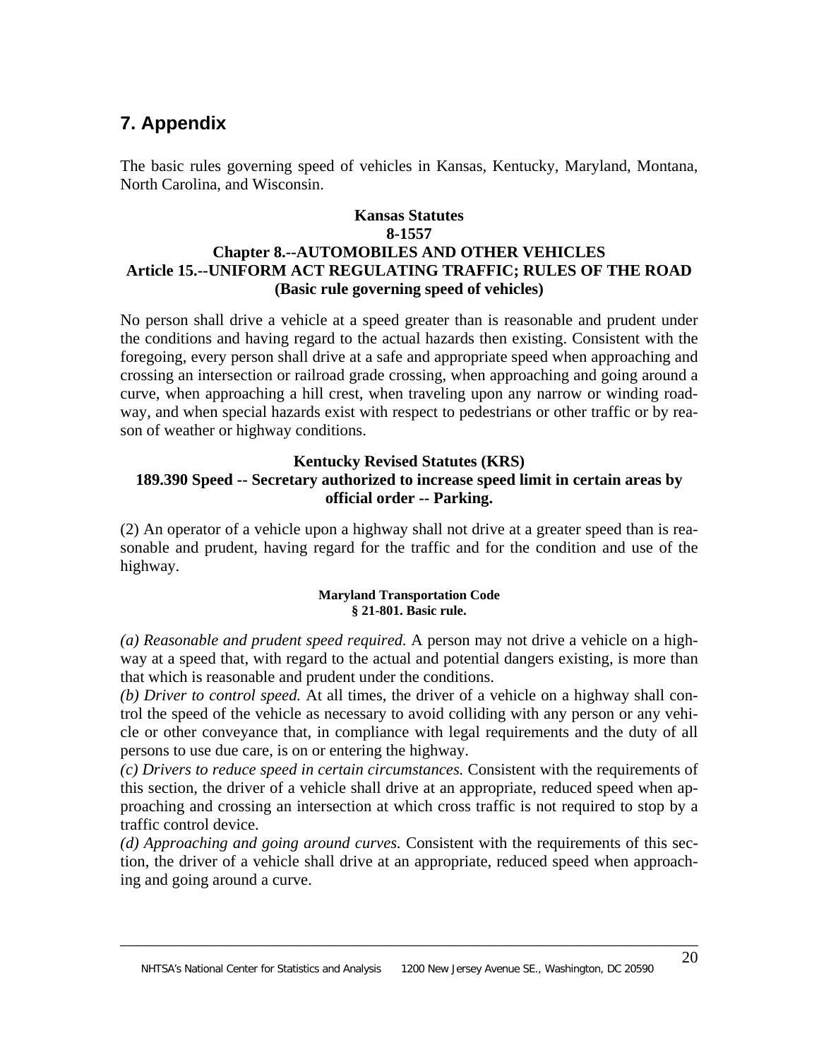# 7. Appendix

The basic rules governing speed of vehicles in Kansas, Kentucky, Maryland, Montana, North Carolina, and Wisconsin.

**Kansas Statutes**
**8-1557**
**Chapter 8.--AUTOMOBILES AND OTHER VEHICLES**
**Article 15.--UNIFORM ACT REGULATING TRAFFIC; RULES OF THE ROAD**
**(Basic rule governing speed of vehicles)**

No person shall drive a vehicle at a speed greater than is reasonable and prudent under the conditions and having regard to the actual hazards then existing. Consistent with the foregoing, every person shall drive at a safe and appropriate speed when approaching and crossing an intersection or railroad grade crossing, when approaching and going around a curve, when approaching a hill crest, when traveling upon any narrow or winding roadway, and when special hazards exist with respect to pedestrians or other traffic or by reason of weather or highway conditions.

**Kentucky Revised Statutes (KRS)**
**189.390 Speed -- Secretary authorized to increase speed limit in certain areas by official order -- Parking.**

(2) An operator of a vehicle upon a highway shall not drive at a greater speed than is reasonable and prudent, having regard for the traffic and for the condition and use of the highway.

**Maryland Transportation Code**
**§ 21-801. Basic rule.**

*(a) Reasonable and prudent speed required.* A person may not drive a vehicle on a highway at a speed that, with regard to the actual and potential dangers existing, is more than that which is reasonable and prudent under the conditions.
*(b) Driver to control speed.* At all times, the driver of a vehicle on a highway shall control the speed of the vehicle as necessary to avoid colliding with any person or any vehicle or other conveyance that, in compliance with legal requirements and the duty of all persons to use due care, is on or entering the highway.
*(c) Drivers to reduce speed in certain circumstances.* Consistent with the requirements of this section, the driver of a vehicle shall drive at an appropriate, reduced speed when approaching and crossing an intersection at which cross traffic is not required to stop by a traffic control device.
*(d) Approaching and going around curves.* Consistent with the requirements of this section, the driver of a vehicle shall drive at an appropriate, reduced speed when approaching and going around a curve.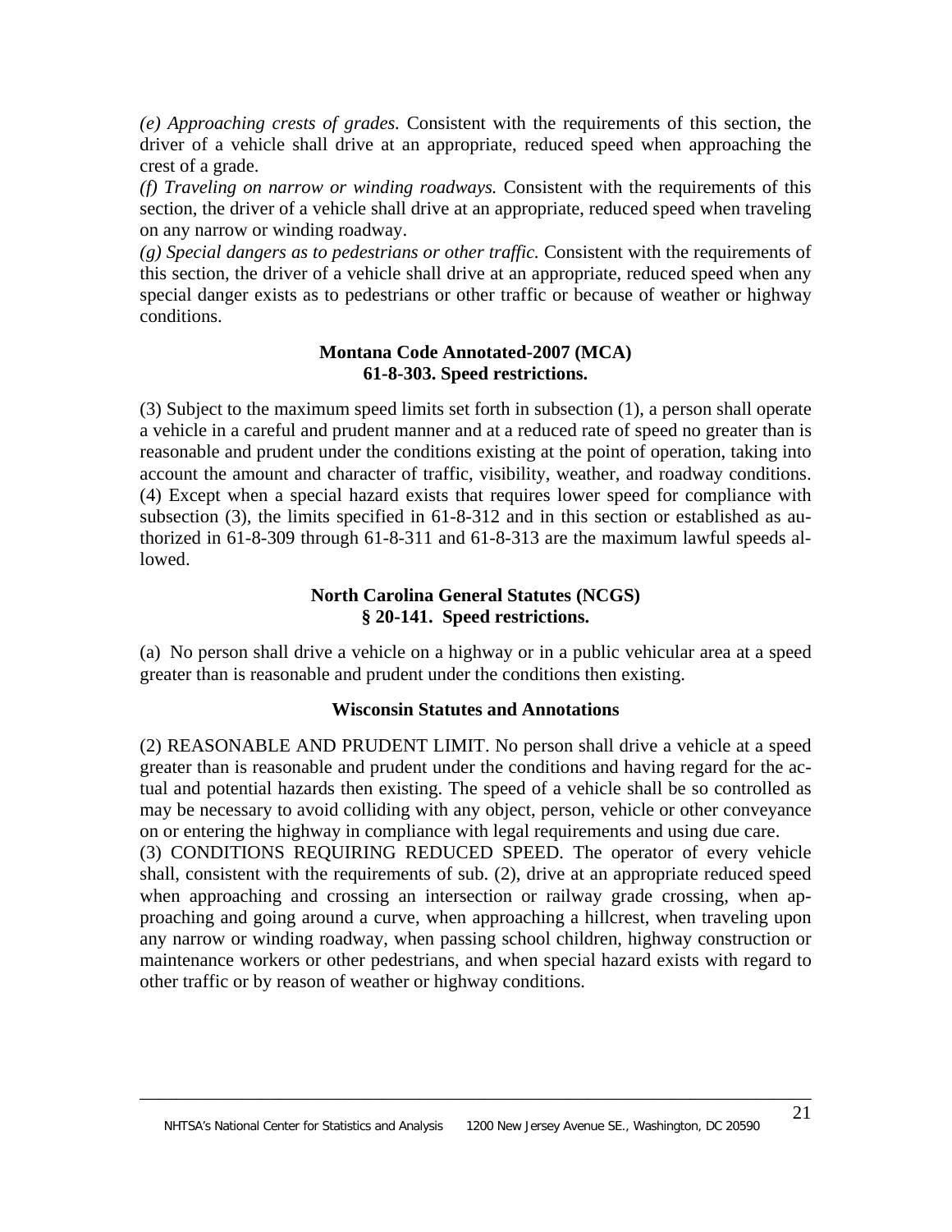*(e) Approaching crests of grades.* Consistent with the requirements of this section, the driver of a vehicle shall drive at an appropriate, reduced speed when approaching the crest of a grade.
*(f) Traveling on narrow or winding roadways.* Consistent with the requirements of this section, the driver of a vehicle shall drive at an appropriate, reduced speed when traveling on any narrow or winding roadway.
*(g) Special dangers as to pedestrians or other traffic.* Consistent with the requirements of this section, the driver of a vehicle shall drive at an appropriate, reduced speed when any special danger exists as to pedestrians or other traffic or because of weather or highway conditions.

**Montana Code Annotated-2007 (MCA)**
**61-8-303. Speed restrictions.**

(3) Subject to the maximum speed limits set forth in subsection (1), a person shall operate a vehicle in a careful and prudent manner and at a reduced rate of speed no greater than is reasonable and prudent under the conditions existing at the point of operation, taking into account the amount and character of traffic, visibility, weather, and roadway conditions.
(4) Except when a special hazard exists that requires lower speed for compliance with subsection (3), the limits specified in 61-8-312 and in this section or established as authorized in 61-8-309 through 61-8-311 and 61-8-313 are the maximum lawful speeds allowed.

**North Carolina General Statutes (NCGS)**
**§ 20-141. Speed restrictions.**

(a) No person shall drive a vehicle on a highway or in a public vehicular area at a speed greater than is reasonable and prudent under the conditions then existing.

**Wisconsin Statutes and Annotations**

(2) REASONABLE AND PRUDENT LIMIT. No person shall drive a vehicle at a speed greater than is reasonable and prudent under the conditions and having regard for the actual and potential hazards then existing. The speed of a vehicle shall be so controlled as may be necessary to avoid colliding with any object, person, vehicle or other conveyance on or entering the highway in compliance with legal requirements and using due care.
(3) CONDITIONS REQUIRING REDUCED SPEED. The operator of every vehicle shall, consistent with the requirements of sub. (2), drive at an appropriate reduced speed when approaching and crossing an intersection or railway grade crossing, when approaching and going around a curve, when approaching a hillcrest, when traveling upon any narrow or winding roadway, when passing school children, highway construction or maintenance workers or other pedestrians, and when special hazard exists with regard to other traffic or by reason of weather or highway conditions.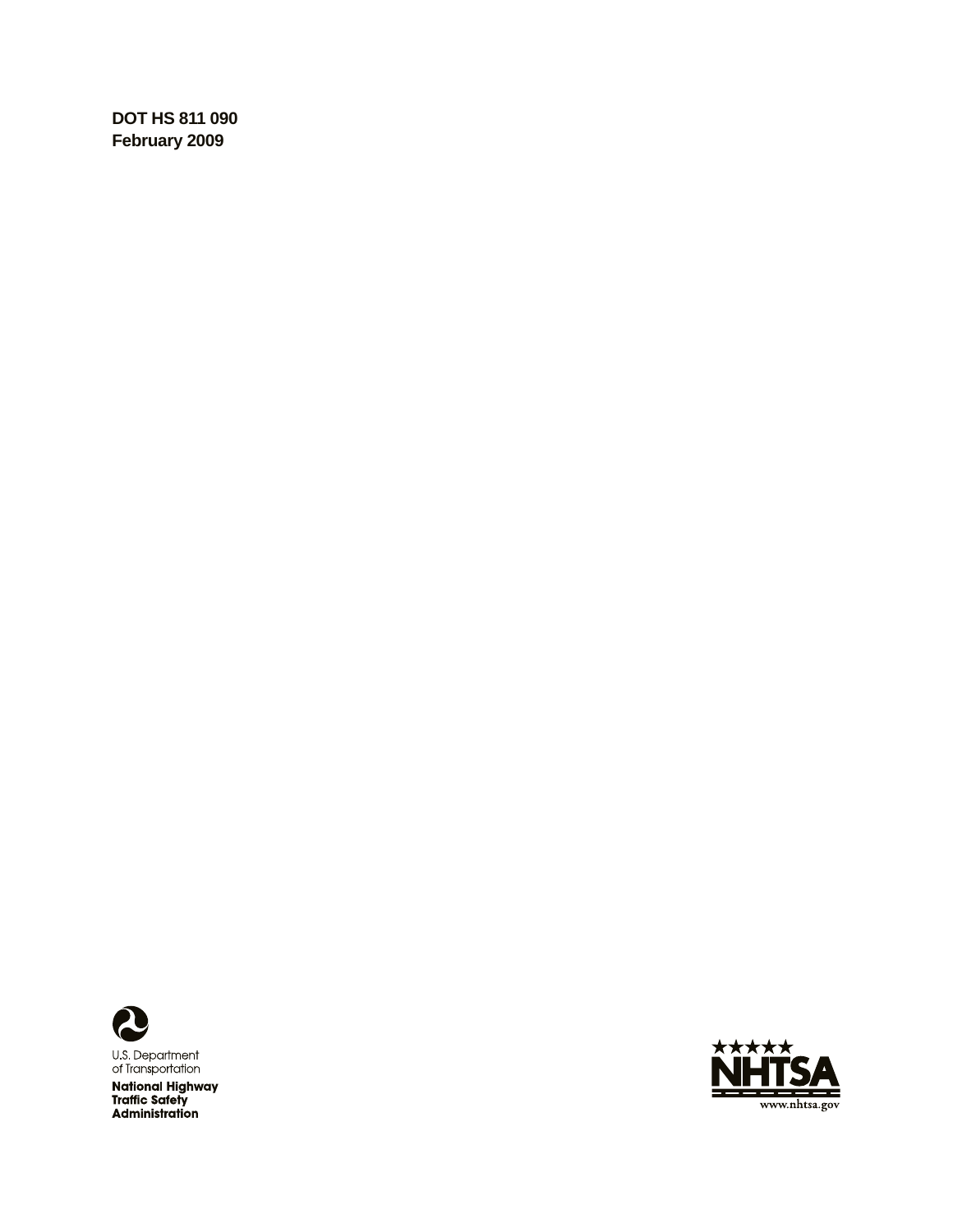**DOT HS 811 090**
**February 2009**

U.S. Department
of Transportation

**National Highway
Traffic Safety
Administration**

NHTSA
www.nhtsa.gov